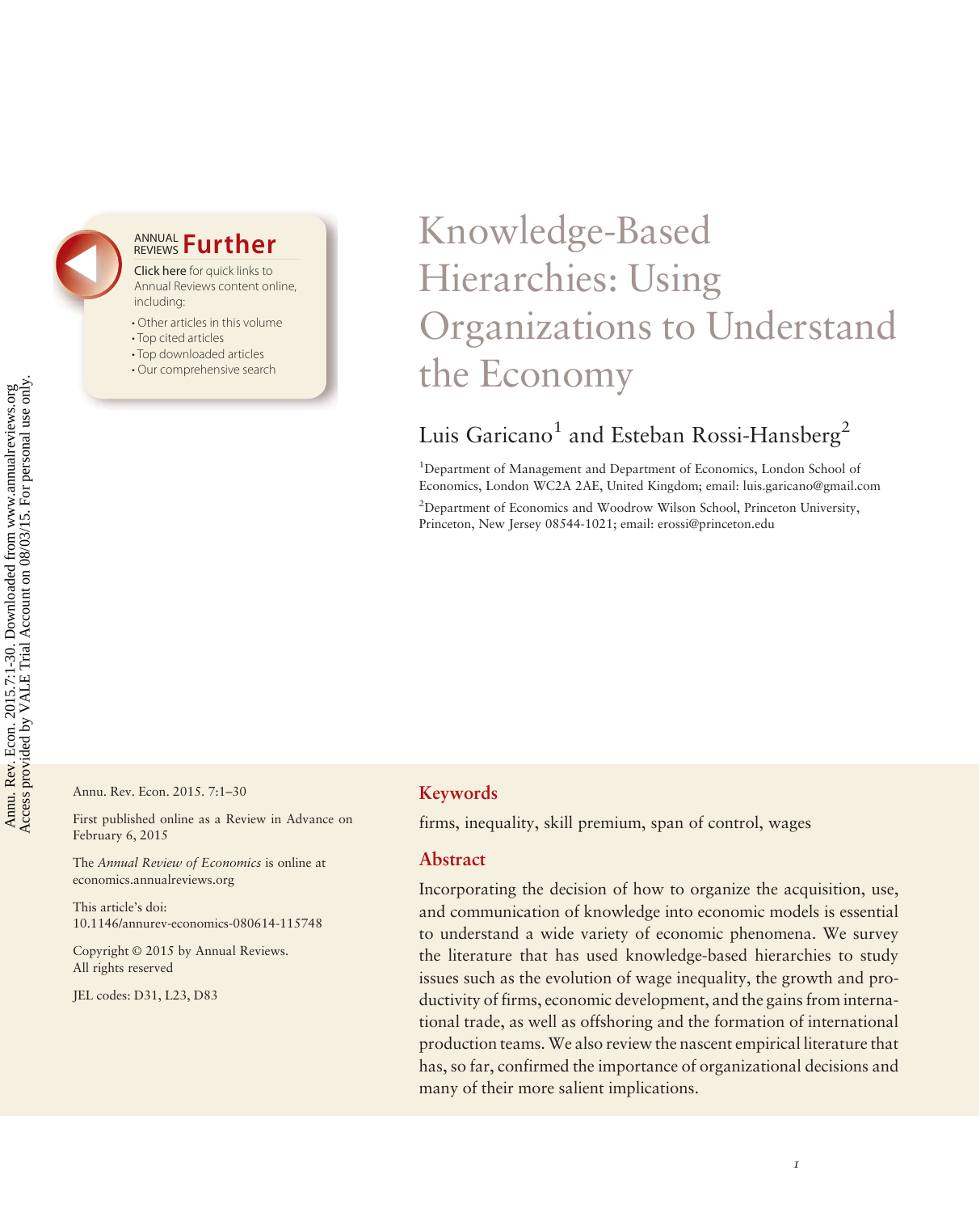# Knowledge-Based Hierarchies: Using Organizations to Understand the Economy

Luis Garicano[1] and Esteban Rossi-Hansberg[2]

[1]Department of Management and Department of Economics, London School of Economics, London WC2A 2AE, United Kingdom; email: luis.garicano@gmail.com

[2]Department of Economics and Woodrow Wilson School, Princeton University, Princeton, New Jersey 08544-1021; email: erossi@princeton.edu

Annu. Rev. Econ. 2015. 7:1–30

First published online as a Review in Advance on February 6, 2015

The *Annual Review of Economics* is online at economics.annualreviews.org

This article's doi: 10.1146/annurev-economics-080614-115748

Copyright © 2015 by Annual Reviews. All rights reserved

JEL codes: D31, L23, D83

## Keywords

firms, inequality, skill premium, span of control, wages

## Abstract

Incorporating the decision of how to organize the acquisition, use, and communication of knowledge into economic models is essential to understand a wide variety of economic phenomena. We survey the literature that has used knowledge-based hierarchies to study issues such as the evolution of wage inequality, the growth and productivity of firms, economic development, and the gains from international trade, as well as offshoring and the formation of international production teams. We also review the nascent empirical literature that has, so far, confirmed the importance of organizational decisions and many of their more salient implications.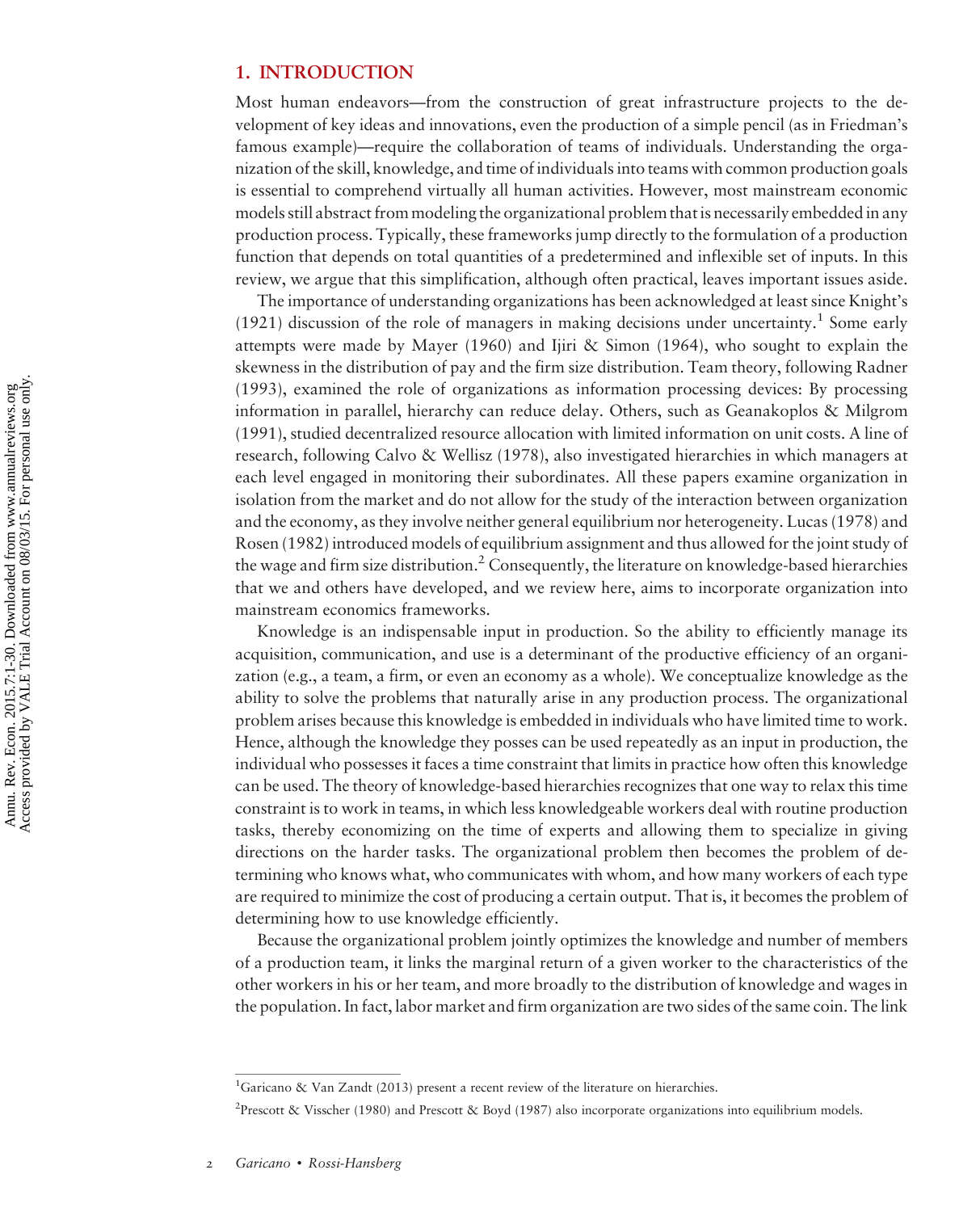## 1. INTRODUCTION

Most human endeavors—from the construction of great infrastructure projects to the development of key ideas and innovations, even the production of a simple pencil (as in Friedman's famous example)—require the collaboration of teams of individuals. Understanding the organization of the skill, knowledge, and time of individuals into teams with common production goals is essential to comprehend virtually all human activities. However, most mainstream economic models still abstract from modeling the organizational problem that is necessarily embedded in any production process. Typically, these frameworks jump directly to the formulation of a production function that depends on total quantities of a predetermined and inflexible set of inputs. In this review, we argue that this simplification, although often practical, leaves important issues aside.

The importance of understanding organizations has been acknowledged at least since Knight's (1921) discussion of the role of managers in making decisions under uncertainty.[1] Some early attempts were made by Mayer (1960) and Ijiri & Simon (1964), who sought to explain the skewness in the distribution of pay and the firm size distribution. Team theory, following Radner (1993), examined the role of organizations as information processing devices: By processing information in parallel, hierarchy can reduce delay. Others, such as Geanakoplos & Milgrom (1991), studied decentralized resource allocation with limited information on unit costs. A line of research, following Calvo & Wellisz (1978), also investigated hierarchies in which managers at each level engaged in monitoring their subordinates. All these papers examine organization in isolation from the market and do not allow for the study of the interaction between organization and the economy, as they involve neither general equilibrium nor heterogeneity. Lucas (1978) and Rosen (1982) introduced models of equilibrium assignment and thus allowed for the joint study of the wage and firm size distribution.[2] Consequently, the literature on knowledge-based hierarchies that we and others have developed, and we review here, aims to incorporate organization into mainstream economics frameworks.

Knowledge is an indispensable input in production. So the ability to efficiently manage its acquisition, communication, and use is a determinant of the productive efficiency of an organization (e.g., a team, a firm, or even an economy as a whole). We conceptualize knowledge as the ability to solve the problems that naturally arise in any production process. The organizational problem arises because this knowledge is embedded in individuals who have limited time to work. Hence, although the knowledge they posses can be used repeatedly as an input in production, the individual who possesses it faces a time constraint that limits in practice how often this knowledge can be used. The theory of knowledge-based hierarchies recognizes that one way to relax this time constraint is to work in teams, in which less knowledgeable workers deal with routine production tasks, thereby economizing on the time of experts and allowing them to specialize in giving directions on the harder tasks. The organizational problem then becomes the problem of determining who knows what, who communicates with whom, and how many workers of each type are required to minimize the cost of producing a certain output. That is, it becomes the problem of determining how to use knowledge efficiently.

Because the organizational problem jointly optimizes the knowledge and number of members of a production team, it links the marginal return of a given worker to the characteristics of the other workers in his or her team, and more broadly to the distribution of knowledge and wages in the population. In fact, labor market and firm organization are two sides of the same coin. The link

[1] Garicano & Van Zandt (2013) present a recent review of the literature on hierarchies.

[2] Prescott & Visscher (1980) and Prescott & Boyd (1987) also incorporate organizations into equilibrium models.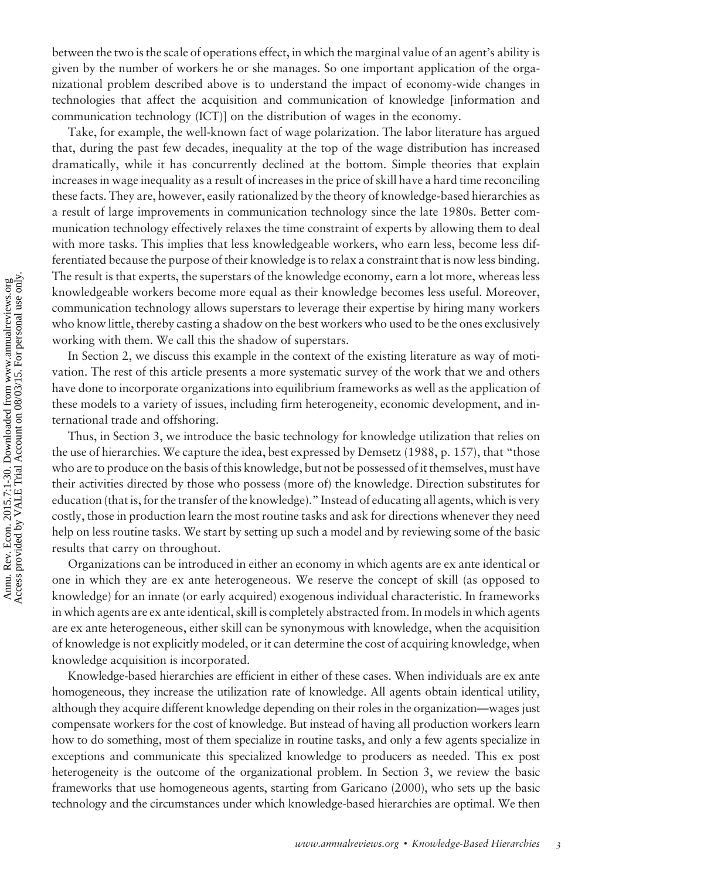between the two is the scale of operations effect, in which the marginal value of an agent's ability is given by the number of workers he or she manages. So one important application of the organizational problem described above is to understand the impact of economy-wide changes in technologies that affect the acquisition and communication of knowledge [information and communication technology (ICT)] on the distribution of wages in the economy.

Take, for example, the well-known fact of wage polarization. The labor literature has argued that, during the past few decades, inequality at the top of the wage distribution has increased dramatically, while it has concurrently declined at the bottom. Simple theories that explain increases in wage inequality as a result of increases in the price of skill have a hard time reconciling these facts. They are, however, easily rationalized by the theory of knowledge-based hierarchies as a result of large improvements in communication technology since the late 1980s. Better communication technology effectively relaxes the time constraint of experts by allowing them to deal with more tasks. This implies that less knowledgeable workers, who earn less, become less differentiated because the purpose of their knowledge is to relax a constraint that is now less binding. The result is that experts, the superstars of the knowledge economy, earn a lot more, whereas less knowledgeable workers become more equal as their knowledge becomes less useful. Moreover, communication technology allows superstars to leverage their expertise by hiring many workers who know little, thereby casting a shadow on the best workers who used to be the ones exclusively working with them. We call this the shadow of superstars.

In Section 2, we discuss this example in the context of the existing literature as way of motivation. The rest of this article presents a more systematic survey of the work that we and others have done to incorporate organizations into equilibrium frameworks as well as the application of these models to a variety of issues, including firm heterogeneity, economic development, and international trade and offshoring.

Thus, in Section 3, we introduce the basic technology for knowledge utilization that relies on the use of hierarchies. We capture the idea, best expressed by Demsetz (1988, p. 157), that "those who are to produce on the basis of this knowledge, but not be possessed of it themselves, must have their activities directed by those who possess (more of) the knowledge. Direction substitutes for education (that is, for the transfer of the knowledge)." Instead of educating all agents, which is very costly, those in production learn the most routine tasks and ask for directions whenever they need help on less routine tasks. We start by setting up such a model and by reviewing some of the basic results that carry on throughout.

Organizations can be introduced in either an economy in which agents are ex ante identical or one in which they are ex ante heterogeneous. We reserve the concept of skill (as opposed to knowledge) for an innate (or early acquired) exogenous individual characteristic. In frameworks in which agents are ex ante identical, skill is completely abstracted from. In models in which agents are ex ante heterogeneous, either skill can be synonymous with knowledge, when the acquisition of knowledge is not explicitly modeled, or it can determine the cost of acquiring knowledge, when knowledge acquisition is incorporated.

Knowledge-based hierarchies are efficient in either of these cases. When individuals are ex ante homogeneous, they increase the utilization rate of knowledge. All agents obtain identical utility, although they acquire different knowledge depending on their roles in the organization—wages just compensate workers for the cost of knowledge. But instead of having all production workers learn how to do something, most of them specialize in routine tasks, and only a few agents specialize in exceptions and communicate this specialized knowledge to producers as needed. This ex post heterogeneity is the outcome of the organizational problem. In Section 3, we review the basic frameworks that use homogeneous agents, starting from Garicano (2000), who sets up the basic technology and the circumstances under which knowledge-based hierarchies are optimal. We then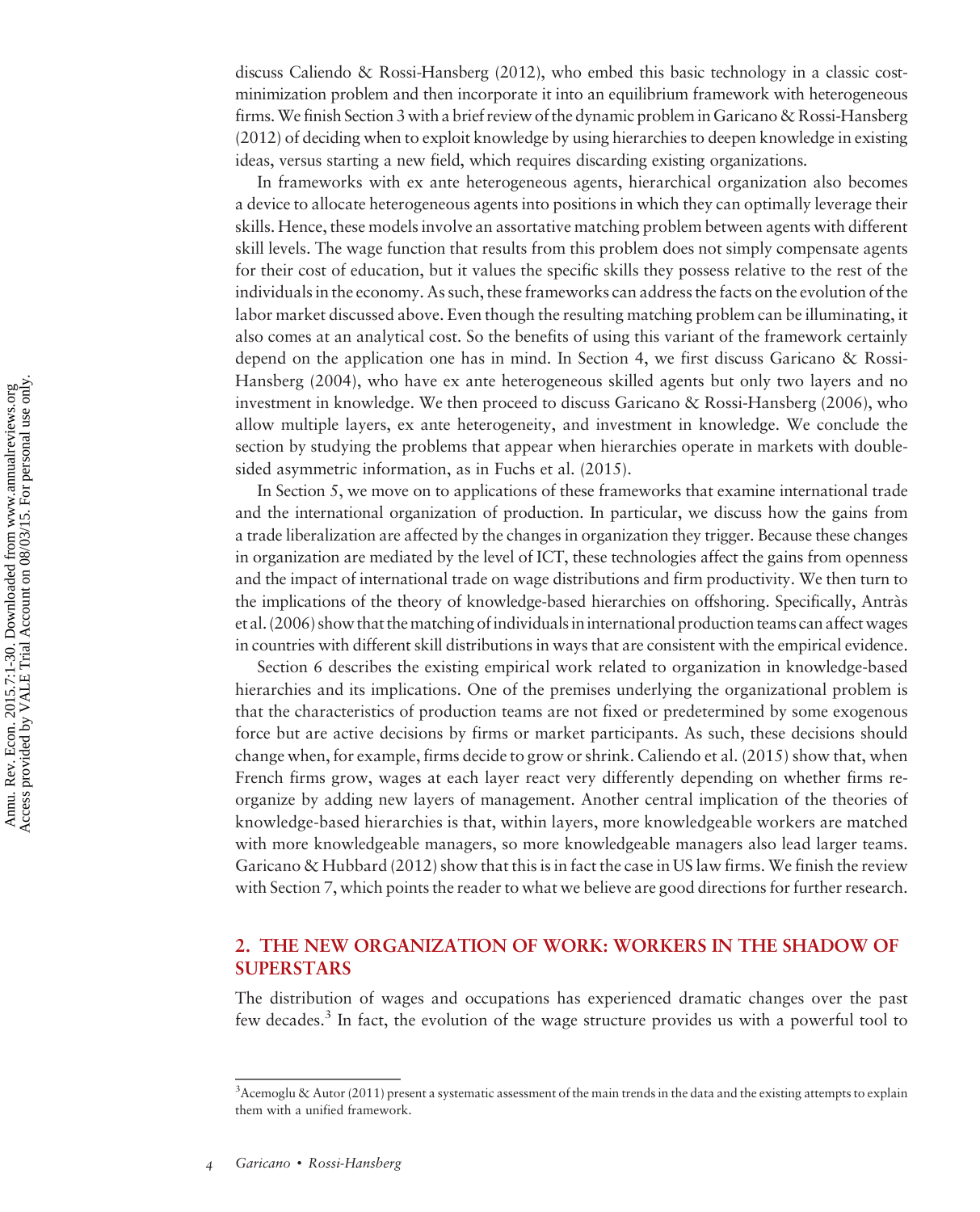discuss Caliendo & Rossi-Hansberg (2012), who embed this basic technology in a classic cost-minimization problem and then incorporate it into an equilibrium framework with heterogeneous firms. We finish Section 3 with a brief review of the dynamic problem in Garicano & Rossi-Hansberg (2012) of deciding when to exploit knowledge by using hierarchies to deepen knowledge in existing ideas, versus starting a new field, which requires discarding existing organizations.

In frameworks with ex ante heterogeneous agents, hierarchical organization also becomes a device to allocate heterogeneous agents into positions in which they can optimally leverage their skills. Hence, these models involve an assortative matching problem between agents with different skill levels. The wage function that results from this problem does not simply compensate agents for their cost of education, but it values the specific skills they possess relative to the rest of the individuals in the economy. As such, these frameworks can address the facts on the evolution of the labor market discussed above. Even though the resulting matching problem can be illuminating, it also comes at an analytical cost. So the benefits of using this variant of the framework certainly depend on the application one has in mind. In Section 4, we first discuss Garicano & Rossi-Hansberg (2004), who have ex ante heterogeneous skilled agents but only two layers and no investment in knowledge. We then proceed to discuss Garicano & Rossi-Hansberg (2006), who allow multiple layers, ex ante heterogeneity, and investment in knowledge. We conclude the section by studying the problems that appear when hierarchies operate in markets with double-sided asymmetric information, as in Fuchs et al. (2015).

In Section 5, we move on to applications of these frameworks that examine international trade and the international organization of production. In particular, we discuss how the gains from a trade liberalization are affected by the changes in organization they trigger. Because these changes in organization are mediated by the level of ICT, these technologies affect the gains from openness and the impact of international trade on wage distributions and firm productivity. We then turn to the implications of the theory of knowledge-based hierarchies on offshoring. Specifically, Antràs et al. (2006) show that the matching of individuals in international production teams can affect wages in countries with different skill distributions in ways that are consistent with the empirical evidence.

Section 6 describes the existing empirical work related to organization in knowledge-based hierarchies and its implications. One of the premises underlying the organizational problem is that the characteristics of production teams are not fixed or predetermined by some exogenous force but are active decisions by firms or market participants. As such, these decisions should change when, for example, firms decide to grow or shrink. Caliendo et al. (2015) show that, when French firms grow, wages at each layer react very differently depending on whether firms reorganize by adding new layers of management. Another central implication of the theories of knowledge-based hierarchies is that, within layers, more knowledgeable workers are matched with more knowledgeable managers, so more knowledgeable managers also lead larger teams. Garicano & Hubbard (2012) show that this is in fact the case in US law firms. We finish the review with Section 7, which points the reader to what we believe are good directions for further research.

## 2. THE NEW ORGANIZATION OF WORK: WORKERS IN THE SHADOW OF SUPERSTARS

The distribution of wages and occupations has experienced dramatic changes over the past few decades.[3] In fact, the evolution of the wage structure provides us with a powerful tool to

[3] Acemoglu & Autor (2011) present a systematic assessment of the main trends in the data and the existing attempts to explain them with a unified framework.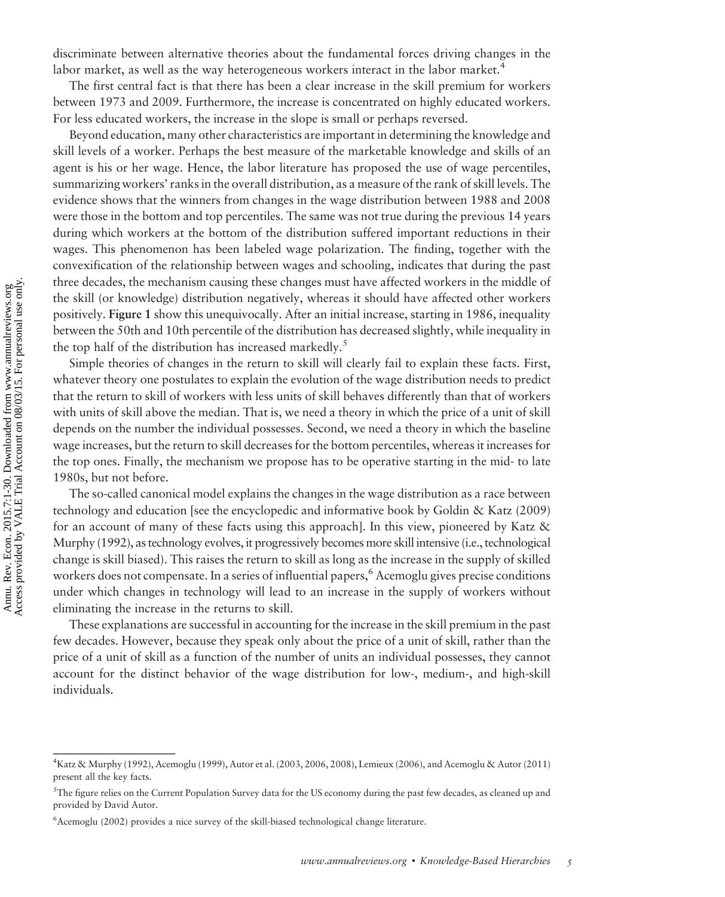discriminate between alternative theories about the fundamental forces driving changes in the labor market, as well as the way heterogeneous workers interact in the labor market.[4]

The first central fact is that there has been a clear increase in the skill premium for workers between 1973 and 2009. Furthermore, the increase is concentrated on highly educated workers. For less educated workers, the increase in the slope is small or perhaps reversed.

Beyond education, many other characteristics are important in determining the knowledge and skill levels of a worker. Perhaps the best measure of the marketable knowledge and skills of an agent is his or her wage. Hence, the labor literature has proposed the use of wage percentiles, summarizing workers' ranks in the overall distribution, as a measure of the rank of skill levels. The evidence shows that the winners from changes in the wage distribution between 1988 and 2008 were those in the bottom and top percentiles. The same was not true during the previous 14 years during which workers at the bottom of the distribution suffered important reductions in their wages. This phenomenon has been labeled wage polarization. The finding, together with the convexification of the relationship between wages and schooling, indicates that during the past three decades, the mechanism causing these changes must have affected workers in the middle of the skill (or knowledge) distribution negatively, whereas it should have affected other workers positively. **Figure 1** show this unequivocally. After an initial increase, starting in 1986, inequality between the 50th and 10th percentile of the distribution has decreased slightly, while inequality in the top half of the distribution has increased markedly.[5]

Simple theories of changes in the return to skill will clearly fail to explain these facts. First, whatever theory one postulates to explain the evolution of the wage distribution needs to predict that the return to skill of workers with less units of skill behaves differently than that of workers with units of skill above the median. That is, we need a theory in which the price of a unit of skill depends on the number the individual possesses. Second, we need a theory in which the baseline wage increases, but the return to skill decreases for the bottom percentiles, whereas it increases for the top ones. Finally, the mechanism we propose has to be operative starting in the mid- to late 1980s, but not before.

The so-called canonical model explains the changes in the wage distribution as a race between technology and education [see the encyclopedic and informative book by Goldin & Katz (2009) for an account of many of these facts using this approach]. In this view, pioneered by Katz & Murphy (1992), as technology evolves, it progressively becomes more skill intensive (i.e., technological change is skill biased). This raises the return to skill as long as the increase in the supply of skilled workers does not compensate. In a series of influential papers,[6] Acemoglu gives precise conditions under which changes in technology will lead to an increase in the supply of workers without eliminating the increase in the returns to skill.

These explanations are successful in accounting for the increase in the skill premium in the past few decades. However, because they speak only about the price of a unit of skill, rather than the price of a unit of skill as a function of the number of units an individual possesses, they cannot account for the distinct behavior of the wage distribution for low-, medium-, and high-skill individuals.

---

[4] Katz & Murphy (1992), Acemoglu (1999), Autor et al. (2003, 2006, 2008), Lemieux (2006), and Acemoglu & Autor (2011) present all the key facts.

[5] The figure relies on the Current Population Survey data for the US economy during the past few decades, as cleaned up and provided by David Autor.

[6] Acemoglu (2002) provides a nice survey of the skill-biased technological change literature.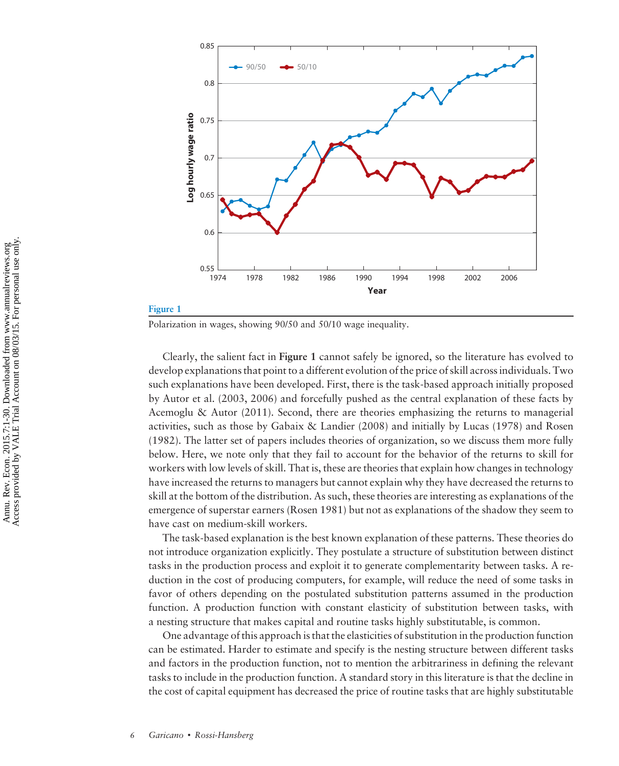**Figure 1**

Polarization in wages, showing 90/50 and 50/10 wage inequality.

Clearly, the salient fact in **Figure 1** cannot safely be ignored, so the literature has evolved to develop explanations that point to a different evolution of the price of skill across individuals. Two such explanations have been developed. First, there is the task-based approach initially proposed by Autor et al. (2003, 2006) and forcefully pushed as the central explanation of these facts by Acemoglu & Autor (2011). Second, there are theories emphasizing the returns to managerial activities, such as those by Gabaix & Landier (2008) and initially by Lucas (1978) and Rosen (1982). The latter set of papers includes theories of organization, so we discuss them more fully below. Here, we note only that they fail to account for the behavior of the returns to skill for workers with low levels of skill. That is, these are theories that explain how changes in technology have increased the returns to managers but cannot explain why they have decreased the returns to skill at the bottom of the distribution. As such, these theories are interesting as explanations of the emergence of superstar earners (Rosen 1981) but not as explanations of the shadow they seem to have cast on medium-skill workers.

The task-based explanation is the best known explanation of these patterns. These theories do not introduce organization explicitly. They postulate a structure of substitution between distinct tasks in the production process and exploit it to generate complementarity between tasks. A reduction in the cost of producing computers, for example, will reduce the need of some tasks in favor of others depending on the postulated substitution patterns assumed in the production function. A production function with constant elasticity of substitution between tasks, with a nesting structure that makes capital and routine tasks highly substitutable, is common.

One advantage of this approach is that the elasticities of substitution in the production function can be estimated. Harder to estimate and specify is the nesting structure between different tasks and factors in the production function, not to mention the arbitrariness in defining the relevant tasks to include in the production function. A standard story in this literature is that the decline in the cost of capital equipment has decreased the price of routine tasks that are highly substitutable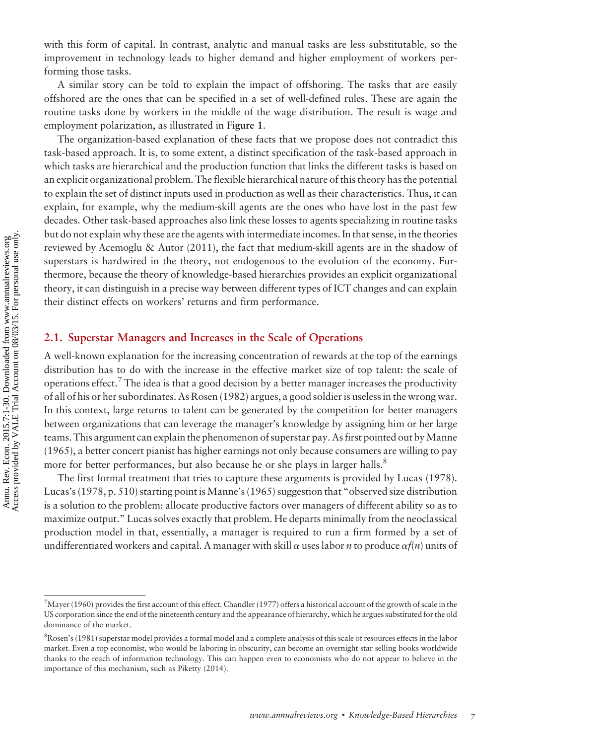with this form of capital. In contrast, analytic and manual tasks are less substitutable, so the improvement in technology leads to higher demand and higher employment of workers performing those tasks.

A similar story can be told to explain the impact of offshoring. The tasks that are easily offshored are the ones that can be specified in a set of well-defined rules. These are again the routine tasks done by workers in the middle of the wage distribution. The result is wage and employment polarization, as illustrated in **Figure 1**.

The organization-based explanation of these facts that we propose does not contradict this task-based approach. It is, to some extent, a distinct specification of the task-based approach in which tasks are hierarchical and the production function that links the different tasks is based on an explicit organizational problem. The flexible hierarchical nature of this theory has the potential to explain the set of distinct inputs used in production as well as their characteristics. Thus, it can explain, for example, why the medium-skill agents are the ones who have lost in the past few decades. Other task-based approaches also link these losses to agents specializing in routine tasks but do not explain why these are the agents with intermediate incomes. In that sense, in the theories reviewed by Acemoglu & Autor (2011), the fact that medium-skill agents are in the shadow of superstars is hardwired in the theory, not endogenous to the evolution of the economy. Furthermore, because the theory of knowledge-based hierarchies provides an explicit organizational theory, it can distinguish in a precise way between different types of ICT changes and can explain their distinct effects on workers' returns and firm performance.

## 2.1. Superstar Managers and Increases in the Scale of Operations

A well-known explanation for the increasing concentration of rewards at the top of the earnings distribution has to do with the increase in the effective market size of top talent: the scale of operations effect.[7] The idea is that a good decision by a better manager increases the productivity of all of his or her subordinates. As Rosen (1982) argues, a good soldier is useless in the wrong war. In this context, large returns to talent can be generated by the competition for better managers between organizations that can leverage the manager's knowledge by assigning him or her large teams. This argument can explain the phenomenon of superstar pay. As first pointed out by Manne (1965), a better concert pianist has higher earnings not only because consumers are willing to pay more for better performances, but also because he or she plays in larger halls.[8]

The first formal treatment that tries to capture these arguments is provided by Lucas (1978). Lucas's (1978, p. 510) starting point is Manne's (1965) suggestion that "observed size distribution is a solution to the problem: allocate productive factors over managers of different ability so as to maximize output." Lucas solves exactly that problem. He departs minimally from the neoclassical production model in that, essentially, a manager is required to run a firm formed by a set of undifferentiated workers and capital. A manager with skill $\alpha$ uses labor $n$ to produce $\alpha f(n)$ units of

[7] Mayer (1960) provides the first account of this effect. Chandler (1977) offers a historical account of the growth of scale in the US corporation since the end of the nineteenth century and the appearance of hierarchy, which he argues substituted for the old dominance of the market.

[8] Rosen's (1981) superstar model provides a formal model and a complete analysis of this scale of resources effects in the labor market. Even a top economist, who would be laboring in obscurity, can become an overnight star selling books worldwide thanks to the reach of information technology. This can happen even to economists who do not appear to believe in the importance of this mechanism, such as Piketty (2014).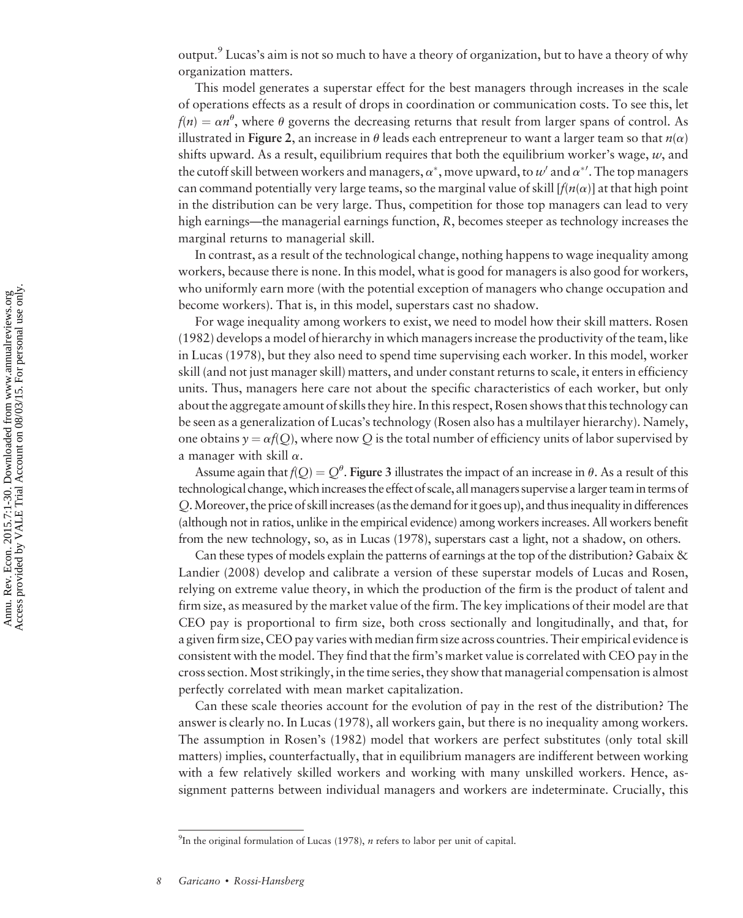output.[9] Lucas's aim is not so much to have a theory of organization, but to have a theory of why organization matters.

This model generates a superstar effect for the best managers through increases in the scale of operations effects as a result of drops in coordination or communication costs. To see this, let $f(n) = \alpha n^{\theta}$, where $\theta$ governs the decreasing returns that result from larger spans of control. As illustrated in **Figure 2**, an increase in $\theta$ leads each entrepreneur to want a larger team so that $n(\alpha)$ shifts upward. As a result, equilibrium requires that both the equilibrium worker's wage, $w$, and the cutoff skill between workers and managers, $\alpha^*$, move upward, to $w'$ and $\alpha^{*\prime}$. The top managers can command potentially very large teams, so the marginal value of skill $[f(n(\alpha)]$ at that high point in the distribution can be very large. Thus, competition for those top managers can lead to very high earnings—the managerial earnings function, $R$, becomes steeper as technology increases the marginal returns to managerial skill.

In contrast, as a result of the technological change, nothing happens to wage inequality among workers, because there is none. In this model, what is good for managers is also good for workers, who uniformly earn more (with the potential exception of managers who change occupation and become workers). That is, in this model, superstars cast no shadow.

For wage inequality among workers to exist, we need to model how their skill matters. Rosen (1982) develops a model of hierarchy in which managers increase the productivity of the team, like in Lucas (1978), but they also need to spend time supervising each worker. In this model, worker skill (and not just manager skill) matters, and under constant returns to scale, it enters in efficiency units. Thus, managers here care not about the specific characteristics of each worker, but only about the aggregate amount of skills they hire. In this respect, Rosen shows that this technology can be seen as a generalization of Lucas's technology (Rosen also has a multilayer hierarchy). Namely, one obtains $y = \alpha f(Q)$, where now $Q$ is the total number of efficiency units of labor supervised by a manager with skill $\alpha$.

Assume again that $f(Q) = Q^{\theta}$. **Figure 3** illustrates the impact of an increase in $\theta$. As a result of this technological change, which increases the effect of scale, all managers supervise a larger team in terms of $Q$. Moreover, the price of skill increases (as the demand for it goes up), and thus inequality in differences (although not in ratios, unlike in the empirical evidence) among workers increases. All workers benefit from the new technology, so, as in Lucas (1978), superstars cast a light, not a shadow, on others.

Can these types of models explain the patterns of earnings at the top of the distribution? Gabaix & Landier (2008) develop and calibrate a version of these superstar models of Lucas and Rosen, relying on extreme value theory, in which the production of the firm is the product of talent and firm size, as measured by the market value of the firm. The key implications of their model are that CEO pay is proportional to firm size, both cross sectionally and longitudinally, and that, for a given firm size, CEO pay varies with median firm size across countries. Their empirical evidence is consistent with the model. They find that the firm's market value is correlated with CEO pay in the cross section. Most strikingly, in the time series, they show that managerial compensation is almost perfectly correlated with mean market capitalization.

Can these scale theories account for the evolution of pay in the rest of the distribution? The answer is clearly no. In Lucas (1978), all workers gain, but there is no inequality among workers. The assumption in Rosen's (1982) model that workers are perfect substitutes (only total skill matters) implies, counterfactually, that in equilibrium managers are indifferent between working with a few relatively skilled workers and working with many unskilled workers. Hence, assignment patterns between individual managers and workers are indeterminate. Crucially, this

[9]In the original formulation of Lucas (1978), $n$ refers to labor per unit of capital.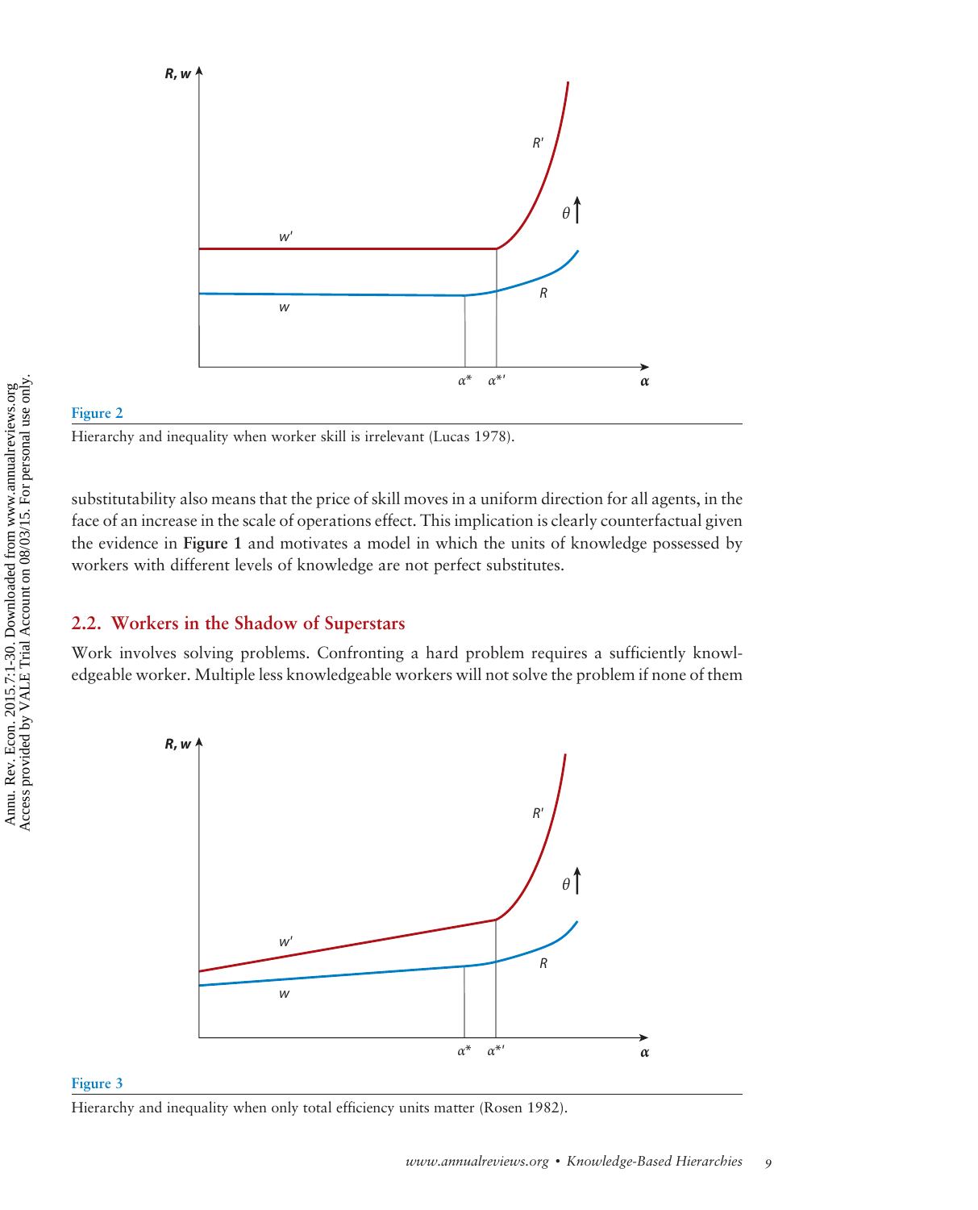**Figure 2**

Hierarchy and inequality when worker skill is irrelevant (Lucas 1978).

substitutability also means that the price of skill moves in a uniform direction for all agents, in the face of an increase in the scale of operations effect. This implication is clearly counterfactual given the evidence in **Figure 1** and motivates a model in which the units of knowledge possessed by workers with different levels of knowledge are not perfect substitutes.

## 2.2. Workers in the Shadow of Superstars

Work involves solving problems. Confronting a hard problem requires a sufficiently knowledgeable worker. Multiple less knowledgeable workers will not solve the problem if none of them

**Figure 3**

Hierarchy and inequality when only total efficiency units matter (Rosen 1982).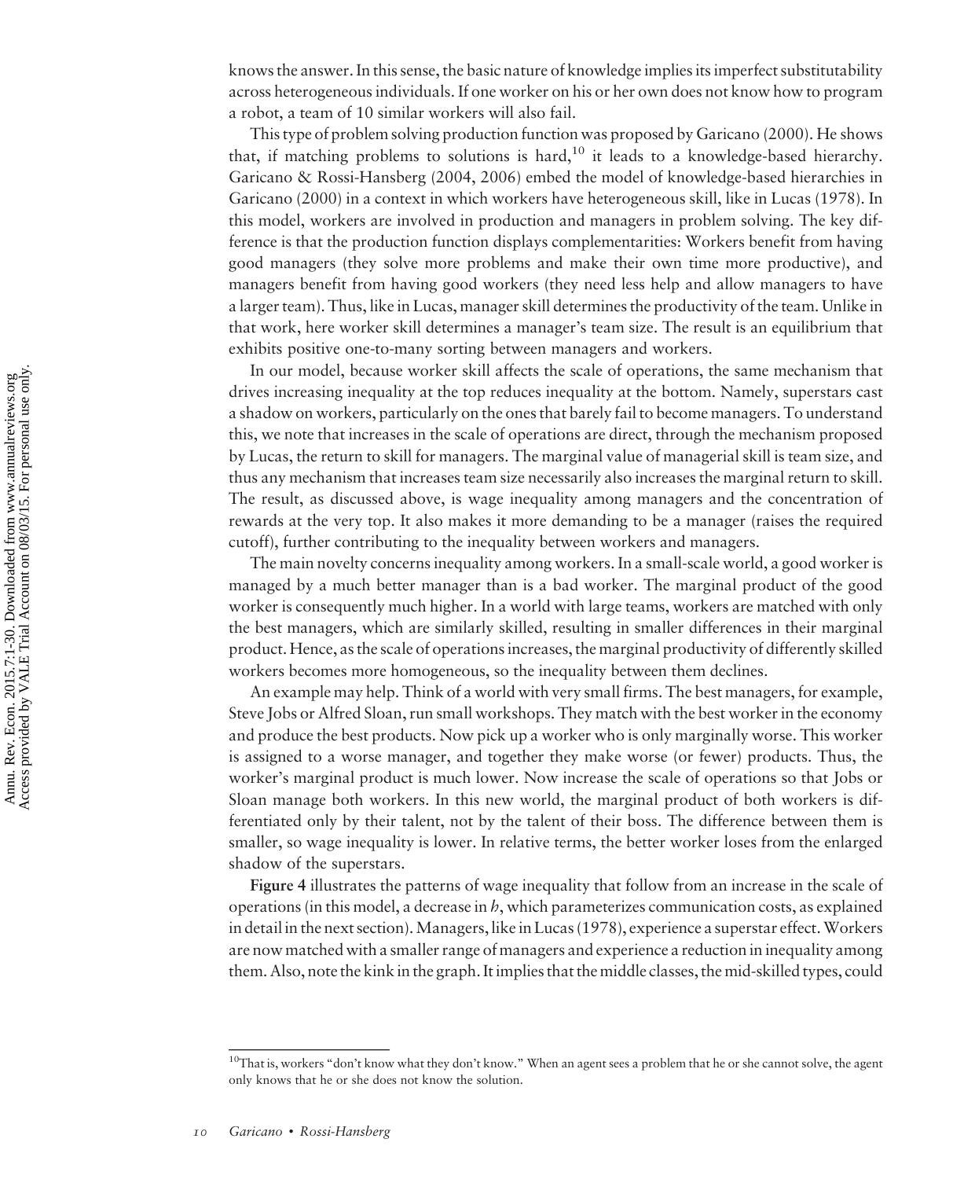knows the answer. In this sense, the basic nature of knowledge implies its imperfect substitutability across heterogeneous individuals. If one worker on his or her own does not know how to program a robot, a team of 10 similar workers will also fail.

This type of problem solving production function was proposed by Garicano (2000). He shows that, if matching problems to solutions is hard,[10] it leads to a knowledge-based hierarchy. Garicano & Rossi-Hansberg (2004, 2006) embed the model of knowledge-based hierarchies in Garicano (2000) in a context in which workers have heterogeneous skill, like in Lucas (1978). In this model, workers are involved in production and managers in problem solving. The key difference is that the production function displays complementarities: Workers benefit from having good managers (they solve more problems and make their own time more productive), and managers benefit from having good workers (they need less help and allow managers to have a larger team). Thus, like in Lucas, manager skill determines the productivity of the team. Unlike in that work, here worker skill determines a manager's team size. The result is an equilibrium that exhibits positive one-to-many sorting between managers and workers.

In our model, because worker skill affects the scale of operations, the same mechanism that drives increasing inequality at the top reduces inequality at the bottom. Namely, superstars cast a shadow on workers, particularly on the ones that barely fail to become managers. To understand this, we note that increases in the scale of operations are direct, through the mechanism proposed by Lucas, the return to skill for managers. The marginal value of managerial skill is team size, and thus any mechanism that increases team size necessarily also increases the marginal return to skill. The result, as discussed above, is wage inequality among managers and the concentration of rewards at the very top. It also makes it more demanding to be a manager (raises the required cutoff), further contributing to the inequality between workers and managers.

The main novelty concerns inequality among workers. In a small-scale world, a good worker is managed by a much better manager than is a bad worker. The marginal product of the good worker is consequently much higher. In a world with large teams, workers are matched with only the best managers, which are similarly skilled, resulting in smaller differences in their marginal product. Hence, as the scale of operations increases, the marginal productivity of differently skilled workers becomes more homogeneous, so the inequality between them declines.

An example may help. Think of a world with very small firms. The best managers, for example, Steve Jobs or Alfred Sloan, run small workshops. They match with the best worker in the economy and produce the best products. Now pick up a worker who is only marginally worse. This worker is assigned to a worse manager, and together they make worse (or fewer) products. Thus, the worker's marginal product is much lower. Now increase the scale of operations so that Jobs or Sloan manage both workers. In this new world, the marginal product of both workers is differentiated only by their talent, not by the talent of their boss. The difference between them is smaller, so wage inequality is lower. In relative terms, the better worker loses from the enlarged shadow of the superstars.

**Figure 4** illustrates the patterns of wage inequality that follow from an increase in the scale of operations (in this model, a decrease in $h$, which parameterizes communication costs, as explained in detail in the next section). Managers, like in Lucas (1978), experience a superstar effect. Workers are now matched with a smaller range of managers and experience a reduction in inequality among them. Also, note the kink in the graph. It implies that the middle classes, the mid-skilled types, could

[10] That is, workers "don't know what they don't know." When an agent sees a problem that he or she cannot solve, the agent only knows that he or she does not know the solution.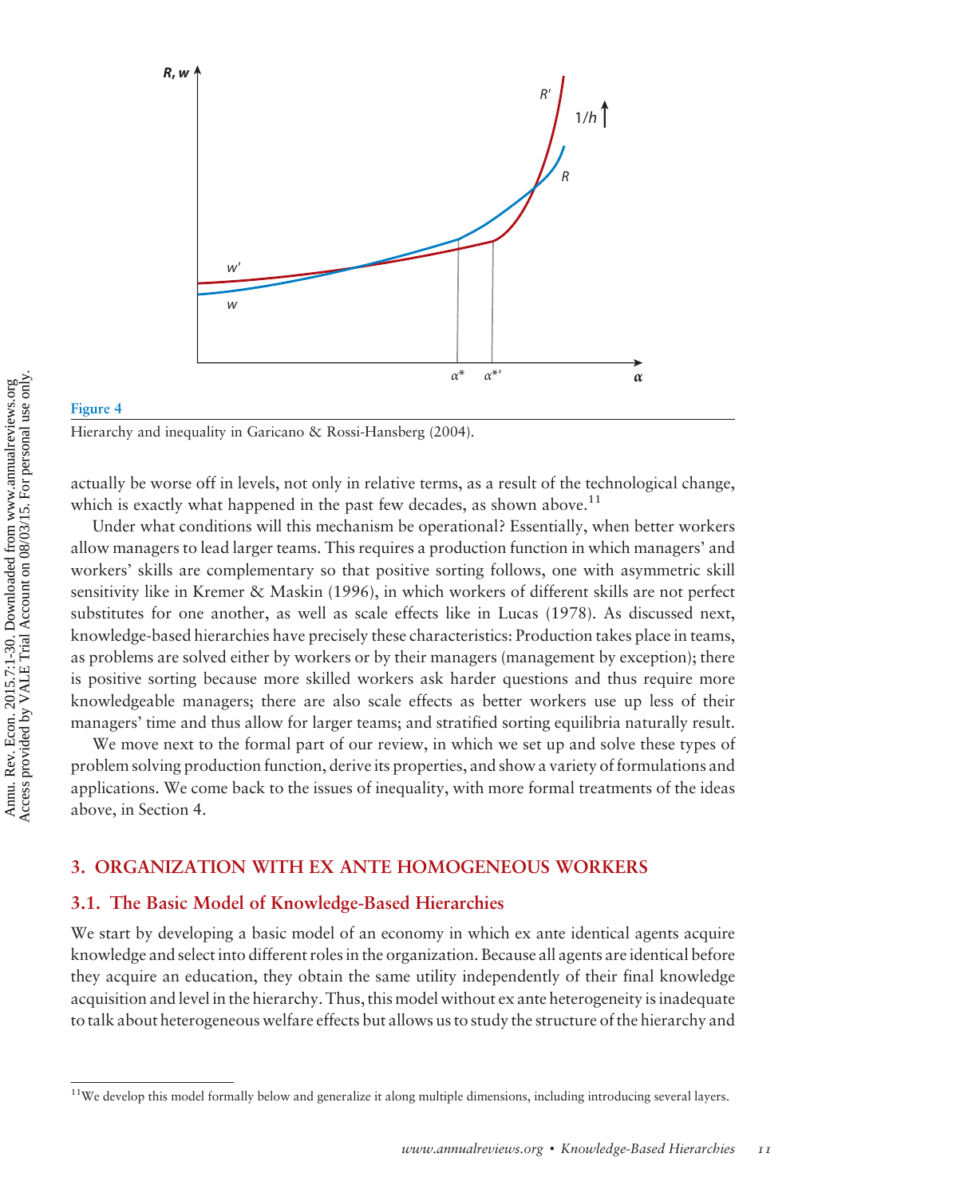**Figure 4**

Hierarchy and inequality in Garicano & Rossi-Hansberg (2004).

actually be worse off in levels, not only in relative terms, as a result of the technological change, which is exactly what happened in the past few decades, as shown above.[11]

Under what conditions will this mechanism be operational? Essentially, when better workers allow managers to lead larger teams. This requires a production function in which managers' and workers' skills are complementary so that positive sorting follows, one with asymmetric skill sensitivity like in Kremer & Maskin (1996), in which workers of different skills are not perfect substitutes for one another, as well as scale effects like in Lucas (1978). As discussed next, knowledge-based hierarchies have precisely these characteristics: Production takes place in teams, as problems are solved either by workers or by their managers (management by exception); there is positive sorting because more skilled workers ask harder questions and thus require more knowledgeable managers; there are also scale effects as better workers use up less of their managers' time and thus allow for larger teams; and stratified sorting equilibria naturally result.

We move next to the formal part of our review, in which we set up and solve these types of problem solving production function, derive its properties, and show a variety of formulations and applications. We come back to the issues of inequality, with more formal treatments of the ideas above, in Section 4.

## 3. ORGANIZATION WITH EX ANTE HOMOGENEOUS WORKERS

### 3.1. The Basic Model of Knowledge-Based Hierarchies

We start by developing a basic model of an economy in which ex ante identical agents acquire knowledge and select into different roles in the organization. Because all agents are identical before they acquire an education, they obtain the same utility independently of their final knowledge acquisition and level in the hierarchy. Thus, this model without ex ante heterogeneity is inadequate to talk about heterogeneous welfare effects but allows us to study the structure of the hierarchy and

[11] We develop this model formally below and generalize it along multiple dimensions, including introducing several layers.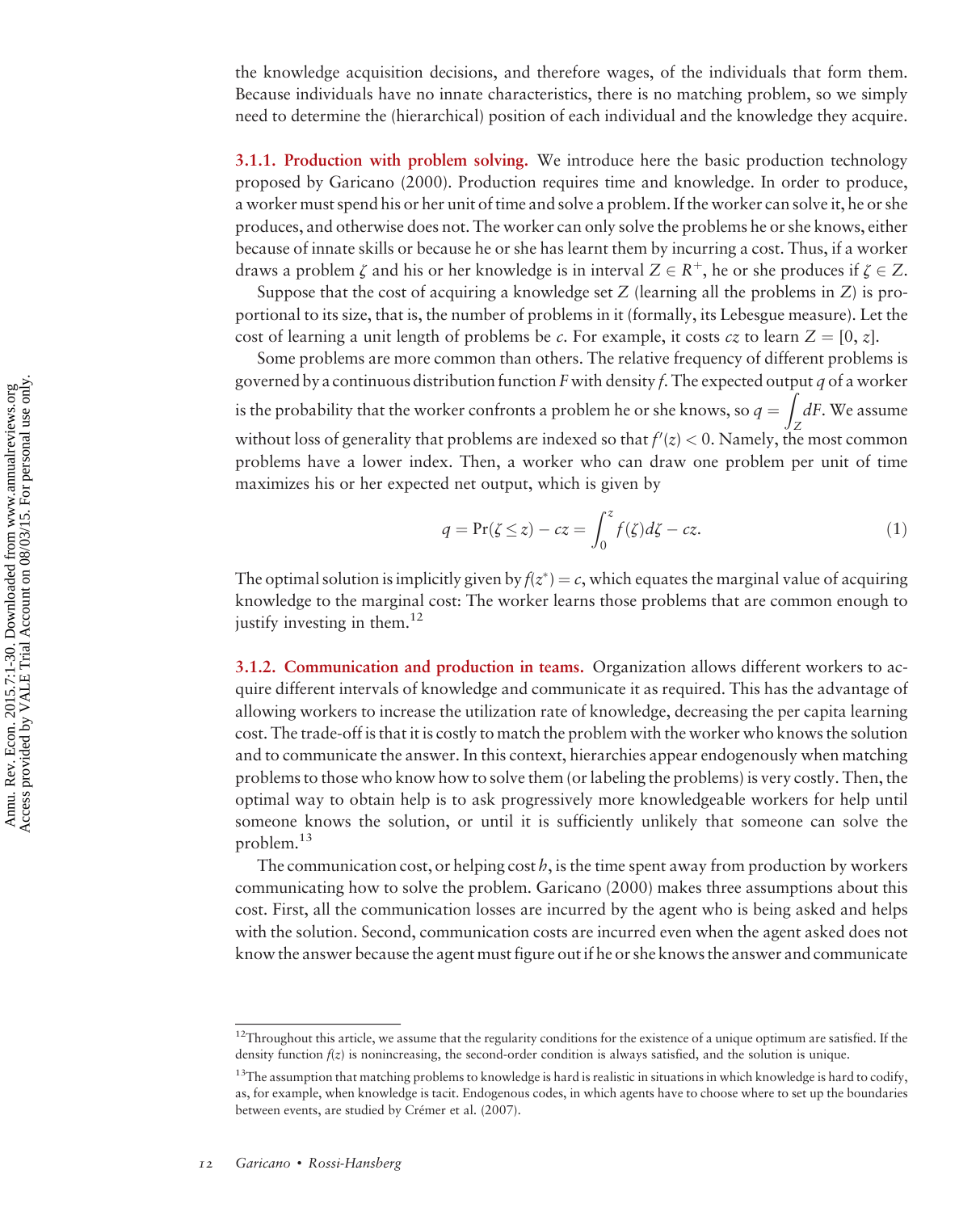the knowledge acquisition decisions, and therefore wages, of the individuals that form them. Because individuals have no innate characteristics, there is no matching problem, so we simply need to determine the (hierarchical) position of each individual and the knowledge they acquire.

#### 3.1.1. Production with problem solving.

We introduce here the basic production technology proposed by Garicano (2000). Production requires time and knowledge. In order to produce, a worker must spend his or her unit of time and solve a problem. If the worker can solve it, he or she produces, and otherwise does not. The worker can only solve the problems he or she knows, either because of innate skills or because he or she has learnt them by incurring a cost. Thus, if a worker draws a problem $\zeta$ and his or her knowledge is in interval $Z \in R^{+}$, he or she produces if $\zeta \in Z$.

Suppose that the cost of acquiring a knowledge set $Z$ (learning all the problems in $Z$) is proportional to its size, that is, the number of problems in it (formally, its Lebesgue measure). Let the cost of learning a unit length of problems be $c$. For example, it costs $cz$ to learn $Z = [0, z]$.

Some problems are more common than others. The relative frequency of different problems is governed by a continuous distribution function $F$ with density $f$. The expected output $q$ of a worker is the probability that the worker confronts a problem he or she knows, so $q = \int_Z dF$. We assume without loss of generality that problems are indexed so that $f'(z) < 0$. Namely, the most common problems have a lower index. Then, a worker who can draw one problem per unit of time maximizes his or her expected net output, which is given by

$$q = \Pr(\zeta \leq z) - cz = \int_0^z f(\zeta)d\zeta - cz. \tag{1}$$

The optimal solution is implicitly given by $f(z^*) = c$, which equates the marginal value of acquiring knowledge to the marginal cost: The worker learns those problems that are common enough to justify investing in them.[12]

#### 3.1.2. Communication and production in teams.

Organization allows different workers to acquire different intervals of knowledge and communicate it as required. This has the advantage of allowing workers to increase the utilization rate of knowledge, decreasing the per capita learning cost. The trade-off is that it is costly to match the problem with the worker who knows the solution and to communicate the answer. In this context, hierarchies appear endogenously when matching problems to those who know how to solve them (or labeling the problems) is very costly. Then, the optimal way to obtain help is to ask progressively more knowledgeable workers for help until someone knows the solution, or until it is sufficiently unlikely that someone can solve the problem.[13]

The communication cost, or helping cost $h$, is the time spent away from production by workers communicating how to solve the problem. Garicano (2000) makes three assumptions about this cost. First, all the communication losses are incurred by the agent who is being asked and helps with the solution. Second, communication costs are incurred even when the agent asked does not know the answer because the agent must figure out if he or she knows the answer and communicate

---

[12] Throughout this article, we assume that the regularity conditions for the existence of a unique optimum are satisfied. If the density function $f(z)$ is nonincreasing, the second-order condition is always satisfied, and the solution is unique.

[13] The assumption that matching problems to knowledge is hard is realistic in situations in which knowledge is hard to codify, as, for example, when knowledge is tacit. Endogenous codes, in which agents have to choose where to set up the boundaries between events, are studied by Crémer et al. (2007).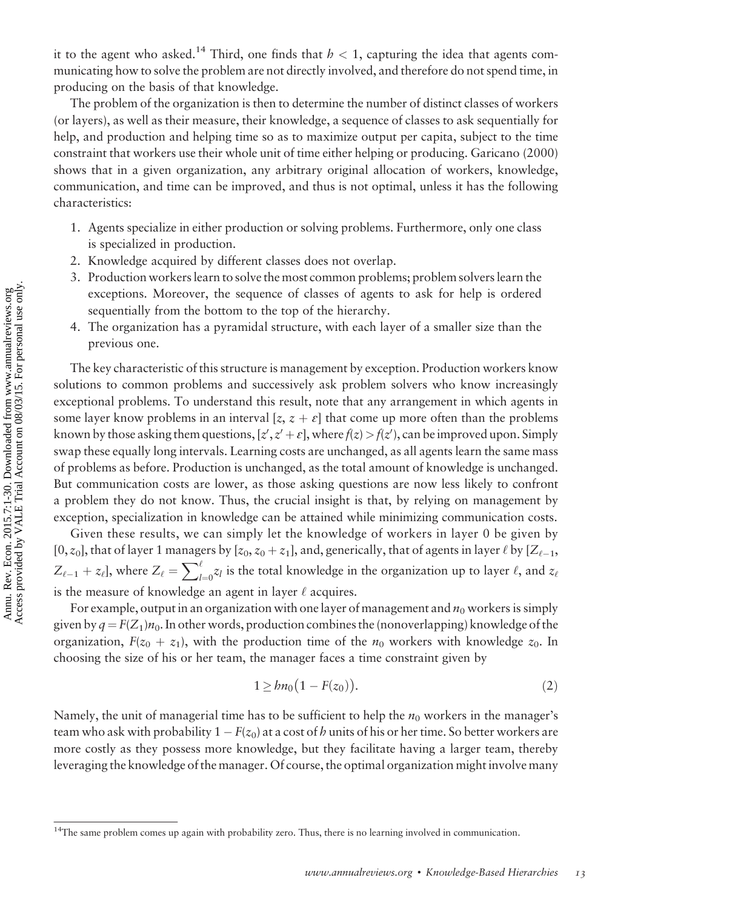it to the agent who asked.[14] Third, one finds that $h < 1$, capturing the idea that agents communicating how to solve the problem are not directly involved, and therefore do not spend time, in producing on the basis of that knowledge.

The problem of the organization is then to determine the number of distinct classes of workers (or layers), as well as their measure, their knowledge, a sequence of classes to ask sequentially for help, and production and helping time so as to maximize output per capita, subject to the time constraint that workers use their whole unit of time either helping or producing. Garicano (2000) shows that in a given organization, any arbitrary original allocation of workers, knowledge, communication, and time can be improved, and thus is not optimal, unless it has the following characteristics:

1. Agents specialize in either production or solving problems. Furthermore, only one class is specialized in production.
2. Knowledge acquired by different classes does not overlap.
3. Production workers learn to solve the most common problems; problem solvers learn the exceptions. Moreover, the sequence of classes of agents to ask for help is ordered sequentially from the bottom to the top of the hierarchy.
4. The organization has a pyramidal structure, with each layer of a smaller size than the previous one.

The key characteristic of this structure is management by exception. Production workers know solutions to common problems and successively ask problem solvers who know increasingly exceptional problems. To understand this result, note that any arrangement in which agents in some layer know problems in an interval $[z, z + \varepsilon]$ that come up more often than the problems known by those asking them questions, $[z', z' + \varepsilon]$, where $f(z) > f(z')$, can be improved upon. Simply swap these equally long intervals. Learning costs are unchanged, as all agents learn the same mass of problems as before. Production is unchanged, as the total amount of knowledge is unchanged. But communication costs are lower, as those asking questions are now less likely to confront a problem they do not know. Thus, the crucial insight is that, by relying on management by exception, specialization in knowledge can be attained while minimizing communication costs.

Given these results, we can simply let the knowledge of workers in layer 0 be given by $[0, z_0]$, that of layer 1 managers by $[z_0, z_0 + z_1]$, and, generically, that of agents in layer $\ell$ by $[Z_{\ell-1}, Z_{\ell-1} + z_\ell]$, where $Z_\ell = \sum_{l=0}^{\ell} z_l$ is the total knowledge in the organization up to layer $\ell$, and $z_\ell$ is the measure of knowledge an agent in layer $\ell$ acquires.

For example, output in an organization with one layer of management and $n_0$ workers is simply given by $q = F(Z_1)n_0$. In other words, production combines the (nonoverlapping) knowledge of the organization, $F(z_0 + z_1)$, with the production time of the $n_0$ workers with knowledge $z_0$. In choosing the size of his or her team, the manager faces a time constraint given by

$$1 \geq hn_0\big(1 - F(z_0)\big). \tag{2}$$

Namely, the unit of managerial time has to be sufficient to help the $n_0$ workers in the manager's team who ask with probability $1 - F(z_0)$ at a cost of $h$ units of his or her time. So better workers are more costly as they possess more knowledge, but they facilitate having a larger team, thereby leveraging the knowledge of the manager. Of course, the optimal organization might involve many

[14]The same problem comes up again with probability zero. Thus, there is no learning involved in communication.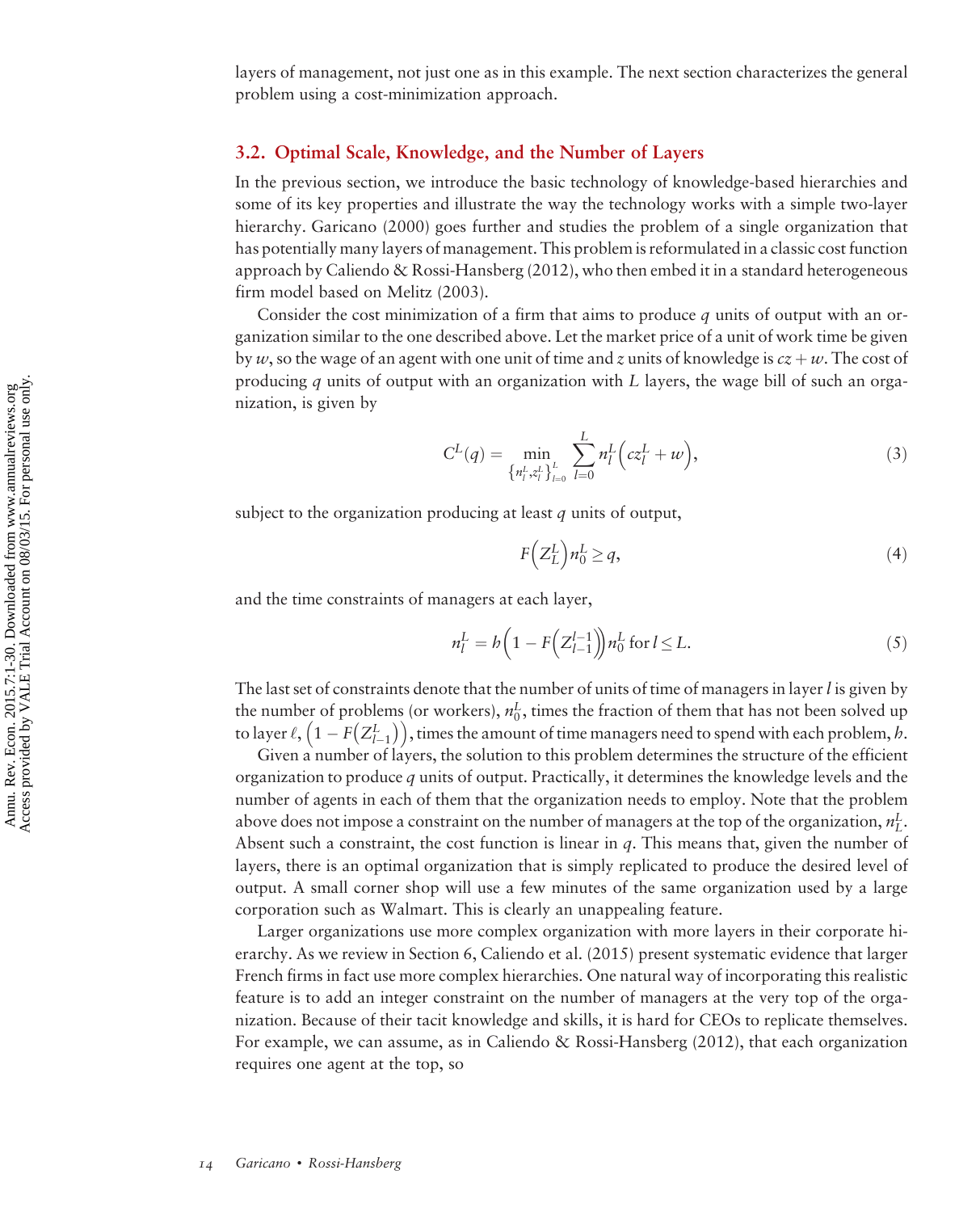layers of management, not just one as in this example. The next section characterizes the general problem using a cost-minimization approach.

## 3.2. Optimal Scale, Knowledge, and the Number of Layers

In the previous section, we introduce the basic technology of knowledge-based hierarchies and some of its key properties and illustrate the way the technology works with a simple two-layer hierarchy. Garicano (2000) goes further and studies the problem of a single organization that has potentially many layers of management. This problem is reformulated in a classic cost function approach by Caliendo & Rossi-Hansberg (2012), who then embed it in a standard heterogeneous firm model based on Melitz (2003).

Consider the cost minimization of a firm that aims to produce $q$ units of output with an organization similar to the one described above. Let the market price of a unit of work time be given by $w$, so the wage of an agent with one unit of time and $z$ units of knowledge is $cz + w$. The cost of producing $q$ units of output with an organization with $L$ layers, the wage bill of such an organization, is given by

$$C^L(q) = \min_{\left\{n_l^L, z_l^L\right\}_{l=0}^L} \sum_{l=0}^{L} n_l^L \left(cz_l^L + w\right), \tag{3}$$

subject to the organization producing at least $q$ units of output,

$$F\left(Z_L^L\right) n_0^L \geq q, \tag{4}$$

and the time constraints of managers at each layer,

$$n_l^L = h\left(1 - F\left(Z_{l-1}^{l-1}\right)\right) n_0^L \text{ for } l \leq L. \tag{5}$$

The last set of constraints denote that the number of units of time of managers in layer $l$ is given by the number of problems (or workers), $n_0^L$, times the fraction of them that has not been solved up to layer $\ell$, $\left(1 - F\left(Z_{l-1}^L\right)\right)$, times the amount of time managers need to spend with each problem, $h$.

Given a number of layers, the solution to this problem determines the structure of the efficient organization to produce $q$ units of output. Practically, it determines the knowledge levels and the number of agents in each of them that the organization needs to employ. Note that the problem above does not impose a constraint on the number of managers at the top of the organization, $n_L^L$. Absent such a constraint, the cost function is linear in $q$. This means that, given the number of layers, there is an optimal organization that is simply replicated to produce the desired level of output. A small corner shop will use a few minutes of the same organization used by a large corporation such as Walmart. This is clearly an unappealing feature.

Larger organizations use more complex organization with more layers in their corporate hierarchy. As we review in Section 6, Caliendo et al. (2015) present systematic evidence that larger French firms in fact use more complex hierarchies. One natural way of incorporating this realistic feature is to add an integer constraint on the number of managers at the very top of the organization. Because of their tacit knowledge and skills, it is hard for CEOs to replicate themselves. For example, we can assume, as in Caliendo & Rossi-Hansberg (2012), that each organization requires one agent at the top, so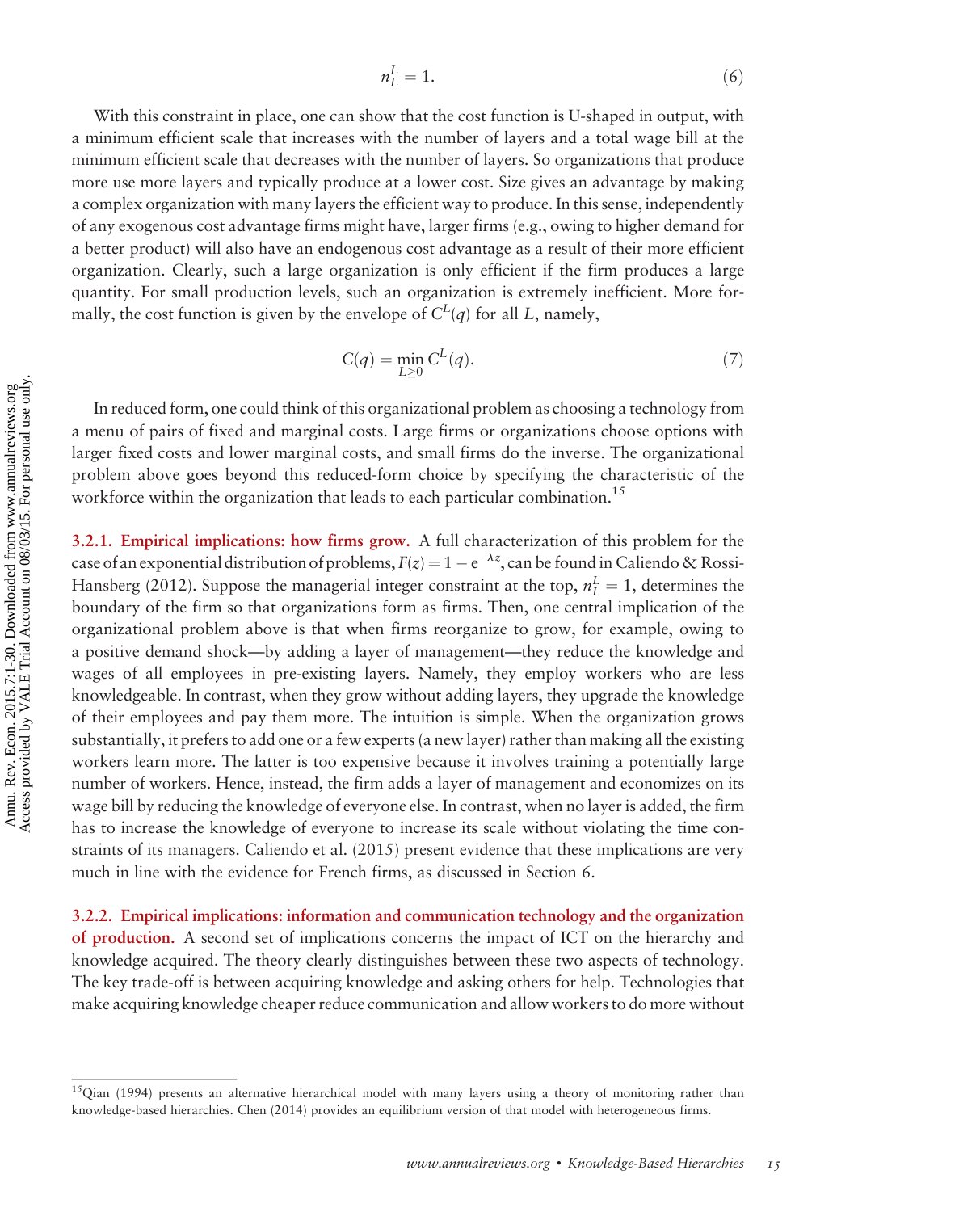$$n_L^L = 1. \tag{6}$$

With this constraint in place, one can show that the cost function is U-shaped in output, with a minimum efficient scale that increases with the number of layers and a total wage bill at the minimum efficient scale that decreases with the number of layers. So organizations that produce more use more layers and typically produce at a lower cost. Size gives an advantage by making a complex organization with many layers the efficient way to produce. In this sense, independently of any exogenous cost advantage firms might have, larger firms (e.g., owing to higher demand for a better product) will also have an endogenous cost advantage as a result of their more efficient organization. Clearly, such a large organization is only efficient if the firm produces a large quantity. For small production levels, such an organization is extremely inefficient. More formally, the cost function is given by the envelope of $C^L(q)$ for all $L$, namely,

$$C(q) = \min_{L \geq 0} C^L(q). \tag{7}$$

In reduced form, one could think of this organizational problem as choosing a technology from a menu of pairs of fixed and marginal costs. Large firms or organizations choose options with larger fixed costs and lower marginal costs, and small firms do the inverse. The organizational problem above goes beyond this reduced-form choice by specifying the characteristic of the workforce within the organization that leads to each particular combination.[15]

**3.2.1. Empirical implications: how firms grow.** A full characterization of this problem for the case of an exponential distribution of problems, $F(z) = 1 - e^{-\lambda z}$, can be found in Caliendo & Rossi-Hansberg (2012). Suppose the managerial integer constraint at the top, $n_L^L = 1$, determines the boundary of the firm so that organizations form as firms. Then, one central implication of the organizational problem above is that when firms reorganize to grow, for example, owing to a positive demand shock—by adding a layer of management—they reduce the knowledge and wages of all employees in pre-existing layers. Namely, they employ workers who are less knowledgeable. In contrast, when they grow without adding layers, they upgrade the knowledge of their employees and pay them more. The intuition is simple. When the organization grows substantially, it prefers to add one or a few experts (a new layer) rather than making all the existing workers learn more. The latter is too expensive because it involves training a potentially large number of workers. Hence, instead, the firm adds a layer of management and economizes on its wage bill by reducing the knowledge of everyone else. In contrast, when no layer is added, the firm has to increase the knowledge of everyone to increase its scale without violating the time constraints of its managers. Caliendo et al. (2015) present evidence that these implications are very much in line with the evidence for French firms, as discussed in Section 6.

**3.2.2. Empirical implications: information and communication technology and the organization of production.** A second set of implications concerns the impact of ICT on the hierarchy and knowledge acquired. The theory clearly distinguishes between these two aspects of technology. The key trade-off is between acquiring knowledge and asking others for help. Technologies that make acquiring knowledge cheaper reduce communication and allow workers to do more without

[15]Qian (1994) presents an alternative hierarchical model with many layers using a theory of monitoring rather than knowledge-based hierarchies. Chen (2014) provides an equilibrium version of that model with heterogeneous firms.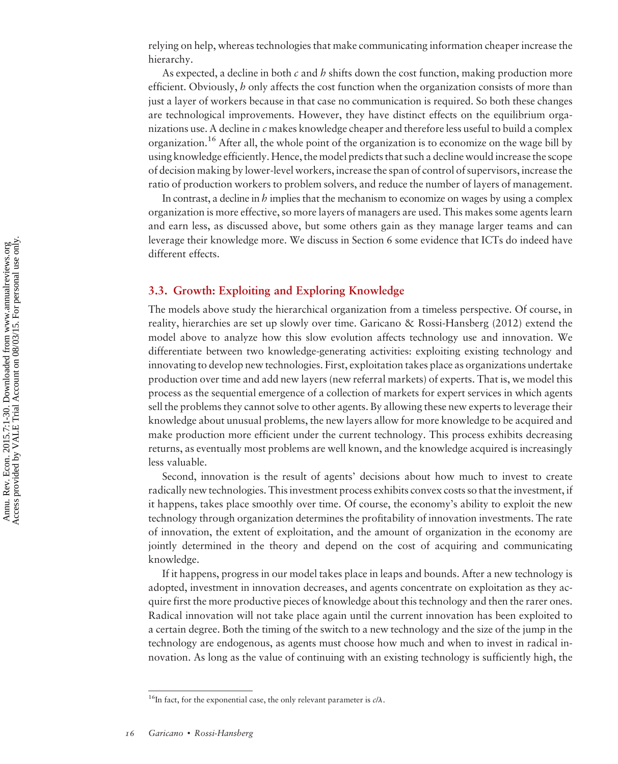relying on help, whereas technologies that make communicating information cheaper increase the hierarchy.

As expected, a decline in both $c$ and $h$ shifts down the cost function, making production more efficient. Obviously, $h$ only affects the cost function when the organization consists of more than just a layer of workers because in that case no communication is required. So both these changes are technological improvements. However, they have distinct effects on the equilibrium organizations use. A decline in $c$ makes knowledge cheaper and therefore less useful to build a complex organization.[16] After all, the whole point of the organization is to economize on the wage bill by using knowledge efficiently. Hence, the model predicts that such a decline would increase the scope of decision making by lower-level workers, increase the span of control of supervisors, increase the ratio of production workers to problem solvers, and reduce the number of layers of management.

In contrast, a decline in $h$ implies that the mechanism to economize on wages by using a complex organization is more effective, so more layers of managers are used. This makes some agents learn and earn less, as discussed above, but some others gain as they manage larger teams and can leverage their knowledge more. We discuss in Section 6 some evidence that ICTs do indeed have different effects.

### 3.3. Growth: Exploiting and Exploring Knowledge

The models above study the hierarchical organization from a timeless perspective. Of course, in reality, hierarchies are set up slowly over time. Garicano & Rossi-Hansberg (2012) extend the model above to analyze how this slow evolution affects technology use and innovation. We differentiate between two knowledge-generating activities: exploiting existing technology and innovating to develop new technologies. First, exploitation takes place as organizations undertake production over time and add new layers (new referral markets) of experts. That is, we model this process as the sequential emergence of a collection of markets for expert services in which agents sell the problems they cannot solve to other agents. By allowing these new experts to leverage their knowledge about unusual problems, the new layers allow for more knowledge to be acquired and make production more efficient under the current technology. This process exhibits decreasing returns, as eventually most problems are well known, and the knowledge acquired is increasingly less valuable.

Second, innovation is the result of agents' decisions about how much to invest to create radically new technologies. This investment process exhibits convex costs so that the investment, if it happens, takes place smoothly over time. Of course, the economy's ability to exploit the new technology through organization determines the profitability of innovation investments. The rate of innovation, the extent of exploitation, and the amount of organization in the economy are jointly determined in the theory and depend on the cost of acquiring and communicating knowledge.

If it happens, progress in our model takes place in leaps and bounds. After a new technology is adopted, investment in innovation decreases, and agents concentrate on exploitation as they acquire first the more productive pieces of knowledge about this technology and then the rarer ones. Radical innovation will not take place again until the current innovation has been exploited to a certain degree. Both the timing of the switch to a new technology and the size of the jump in the technology are endogenous, as agents must choose how much and when to invest in radical innovation. As long as the value of continuing with an existing technology is sufficiently high, the

---

[16] In fact, for the exponential case, the only relevant parameter is $c/\lambda$.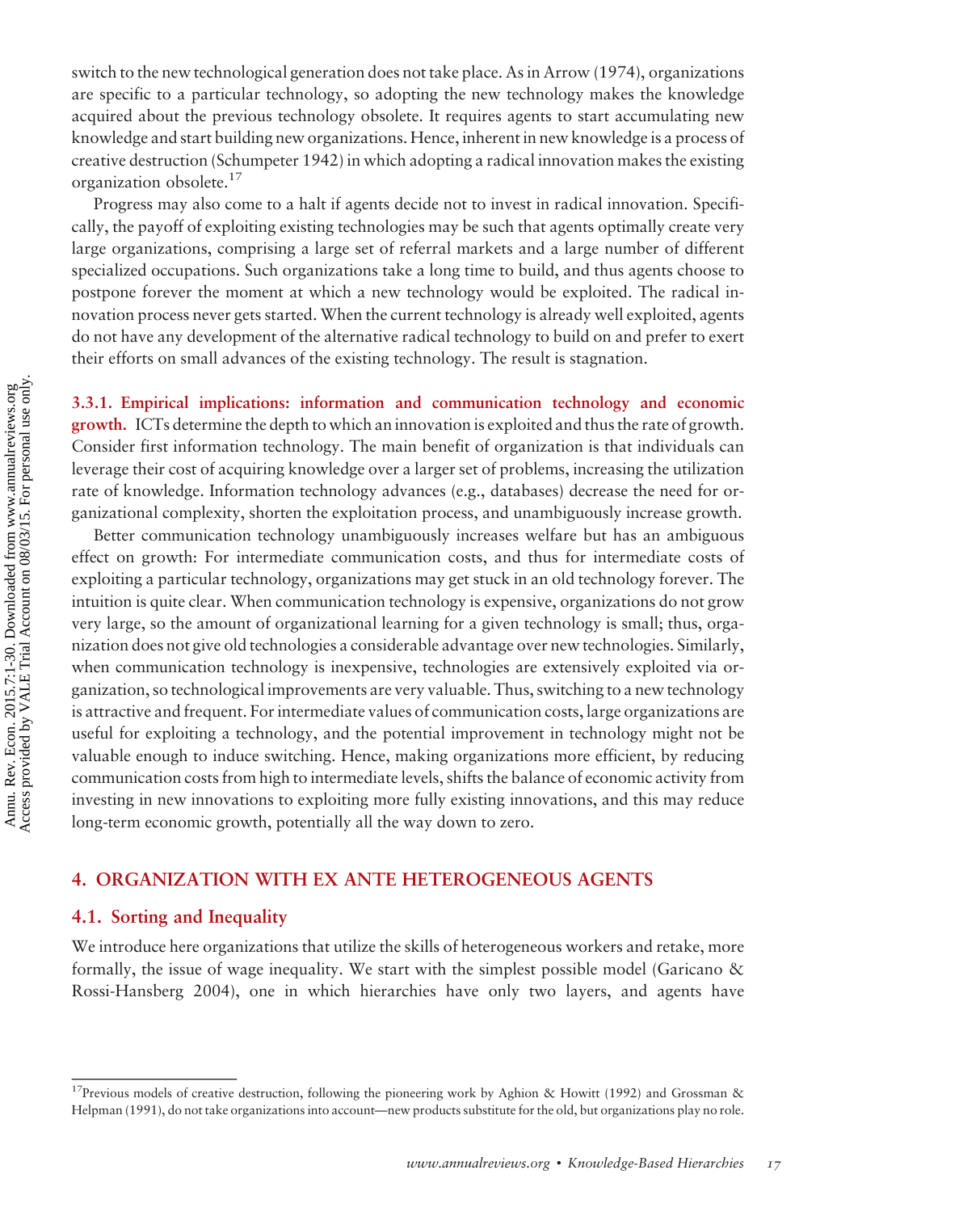switch to the new technological generation does not take place. As in Arrow (1974), organizations are specific to a particular technology, so adopting the new technology makes the knowledge acquired about the previous technology obsolete. It requires agents to start accumulating new knowledge and start building new organizations. Hence, inherent in new knowledge is a process of creative destruction (Schumpeter 1942) in which adopting a radical innovation makes the existing organization obsolete.[17]

Progress may also come to a halt if agents decide not to invest in radical innovation. Specifically, the payoff of exploiting existing technologies may be such that agents optimally create very large organizations, comprising a large set of referral markets and a large number of different specialized occupations. Such organizations take a long time to build, and thus agents choose to postpone forever the moment at which a new technology would be exploited. The radical innovation process never gets started. When the current technology is already well exploited, agents do not have any development of the alternative radical technology to build on and prefer to exert their efforts on small advances of the existing technology. The result is stagnation.

**3.3.1. Empirical implications: information and communication technology and economic growth.** ICTs determine the depth to which an innovation is exploited and thus the rate of growth. Consider first information technology. The main benefit of organization is that individuals can leverage their cost of acquiring knowledge over a larger set of problems, increasing the utilization rate of knowledge. Information technology advances (e.g., databases) decrease the need for organizational complexity, shorten the exploitation process, and unambiguously increase growth.

Better communication technology unambiguously increases welfare but has an ambiguous effect on growth: For intermediate communication costs, and thus for intermediate costs of exploiting a particular technology, organizations may get stuck in an old technology forever. The intuition is quite clear. When communication technology is expensive, organizations do not grow very large, so the amount of organizational learning for a given technology is small; thus, organization does not give old technologies a considerable advantage over new technologies. Similarly, when communication technology is inexpensive, technologies are extensively exploited via organization, so technological improvements are very valuable. Thus, switching to a new technology is attractive and frequent. For intermediate values of communication costs, large organizations are useful for exploiting a technology, and the potential improvement in technology might not be valuable enough to induce switching. Hence, making organizations more efficient, by reducing communication costs from high to intermediate levels, shifts the balance of economic activity from investing in new innovations to exploiting more fully existing innovations, and this may reduce long-term economic growth, potentially all the way down to zero.

## 4. ORGANIZATION WITH EX ANTE HETEROGENEOUS AGENTS

### 4.1. Sorting and Inequality

We introduce here organizations that utilize the skills of heterogeneous workers and retake, more formally, the issue of wage inequality. We start with the simplest possible model (Garicano & Rossi-Hansberg 2004), one in which hierarchies have only two layers, and agents have

[17]Previous models of creative destruction, following the pioneering work by Aghion & Howitt (1992) and Grossman & Helpman (1991), do not take organizations into account—new products substitute for the old, but organizations play no role.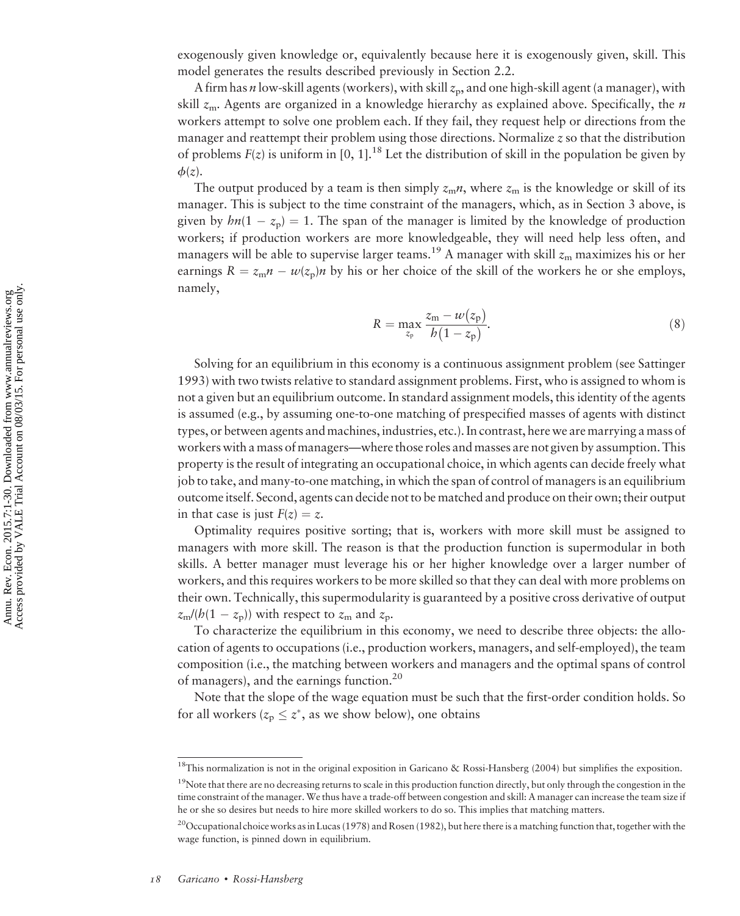exogenously given knowledge or, equivalently because here it is exogenously given, skill. This model generates the results described previously in Section 2.2.

A firm has $n$ low-skill agents (workers), with skill $z_{\mathrm{p}}$, and one high-skill agent (a manager), with skill $z_{\mathrm{m}}$. Agents are organized in a knowledge hierarchy as explained above. Specifically, the $n$ workers attempt to solve one problem each. If they fail, they request help or directions from the manager and reattempt their problem using those directions. Normalize $z$ so that the distribution of problems $F(z)$ is uniform in [0, 1].[18] Let the distribution of skill in the population be given by $\phi(z)$.

The output produced by a team is then simply $z_{\mathrm{m}}n$, where $z_{\mathrm{m}}$ is the knowledge or skill of its manager. This is subject to the time constraint of the managers, which, as in Section 3 above, is given by $hn(1 - z_{\mathrm{p}}) = 1$. The span of the manager is limited by the knowledge of production workers; if production workers are more knowledgeable, they will need help less often, and managers will be able to supervise larger teams.[19] A manager with skill $z_{\mathrm{m}}$ maximizes his or her earnings $R = z_{\mathrm{m}}n - w(z_{\mathrm{p}})n$ by his or her choice of the skill of the workers he or she employs, namely,

$$R = \max_{z_{\mathrm{p}}} \frac{z_{\mathrm{m}} - w(z_{\mathrm{p}})}{h(1 - z_{\mathrm{p}})}. \tag{8}$$

Solving for an equilibrium in this economy is a continuous assignment problem (see Sattinger 1993) with two twists relative to standard assignment problems. First, who is assigned to whom is not a given but an equilibrium outcome. In standard assignment models, this identity of the agents is assumed (e.g., by assuming one-to-one matching of prespecified masses of agents with distinct types, or between agents and machines, industries, etc.). In contrast, here we are marrying a mass of workers with a mass of managers—where those roles and masses are not given by assumption. This property is the result of integrating an occupational choice, in which agents can decide freely what job to take, and many-to-one matching, in which the span of control of managers is an equilibrium outcome itself. Second, agents can decide not to be matched and produce on their own; their output in that case is just $F(z) = z$.

Optimality requires positive sorting; that is, workers with more skill must be assigned to managers with more skill. The reason is that the production function is supermodular in both skills. A better manager must leverage his or her higher knowledge over a larger number of workers, and this requires workers to be more skilled so that they can deal with more problems on their own. Technically, this supermodularity is guaranteed by a positive cross derivative of output $z_{\mathrm{m}}/(h(1 - z_{\mathrm{p}}))$ with respect to $z_{\mathrm{m}}$ and $z_{\mathrm{p}}$.

To characterize the equilibrium in this economy, we need to describe three objects: the allocation of agents to occupations (i.e., production workers, managers, and self-employed), the team composition (i.e., the matching between workers and managers and the optimal spans of control of managers), and the earnings function.[20]

Note that the slope of the wage equation must be such that the first-order condition holds. So for all workers ($z_{\mathrm{p}} \leq z^*$, as we show below), one obtains

---

[18] This normalization is not in the original exposition in Garicano & Rossi-Hansberg (2004) but simplifies the exposition.

[19] Note that there are no decreasing returns to scale in this production function directly, but only through the congestion in the time constraint of the manager. We thus have a trade-off between congestion and skill: A manager can increase the team size if he or she so desires but needs to hire more skilled workers to do so. This implies that matching matters.

[20] Occupational choice works as in Lucas (1978) and Rosen (1982), but here there is a matching function that, together with the wage function, is pinned down in equilibrium.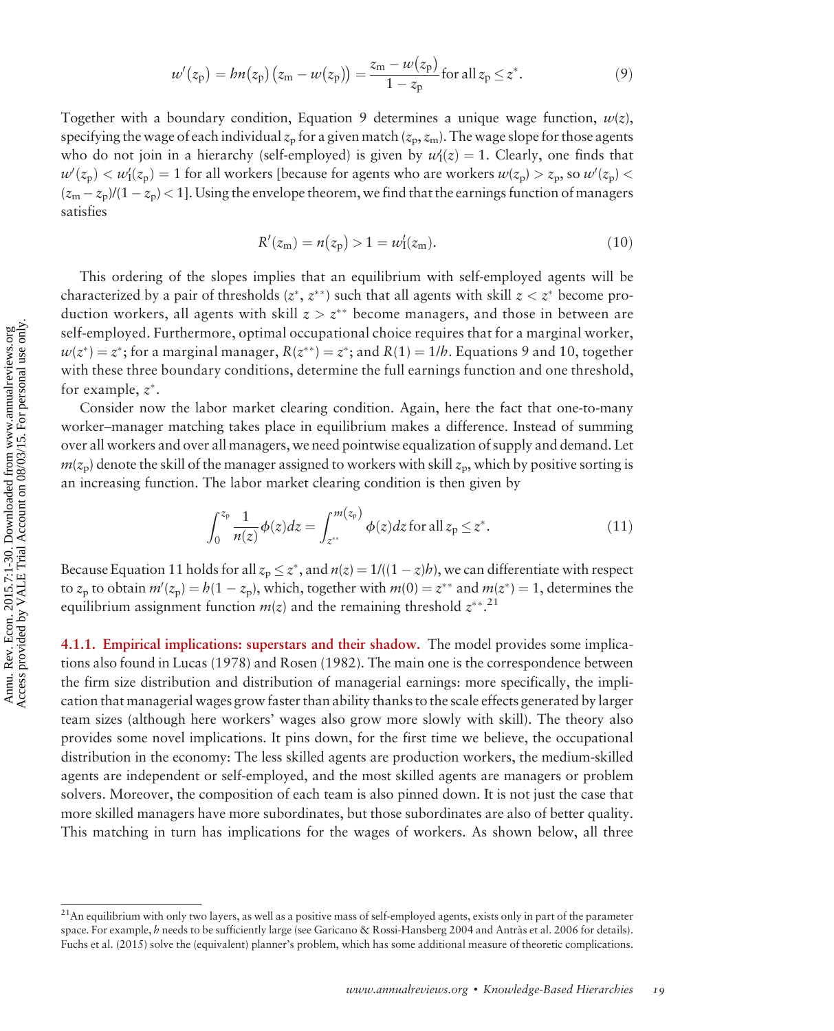$$w'(z_p) = hn(z_p)(z_m - w(z_p)) = \frac{z_m - w(z_p)}{1 - z_p} \text{ for all } z_p \leq z^*. \tag{9}$$

Together with a boundary condition, Equation 9 determines a unique wage function, $w(z)$, specifying the wage of each individual $z_p$ for a given match $(z_p, z_m)$. The wage slope for those agents who do not join in a hierarchy (self-employed) is given by $w_I'(z) = 1$. Clearly, one finds that $w'(z_p) < w_I'(z_p) = 1$ for all workers [because for agents who are workers $w(z_p) > z_p$, so $w'(z_p) < (z_m - z_p)/(1 - z_p) < 1$]. Using the envelope theorem, we find that the earnings function of managers satisfies

$$R'(z_m) = n(z_p) > 1 = w_I'(z_m). \tag{10}$$

This ordering of the slopes implies that an equilibrium with self-employed agents will be characterized by a pair of thresholds $(z^*, z^{**})$ such that all agents with skill $z < z^*$ become production workers, all agents with skill $z > z^{**}$ become managers, and those in between are self-employed. Furthermore, optimal occupational choice requires that for a marginal worker, $w(z^*) = z^*$; for a marginal manager, $R(z^{**}) = z^*$; and $R(1) = 1/h$. Equations 9 and 10, together with these three boundary conditions, determine the full earnings function and one threshold, for example, $z^*$.

Consider now the labor market clearing condition. Again, here the fact that one-to-many worker–manager matching takes place in equilibrium makes a difference. Instead of summing over all workers and over all managers, we need pointwise equalization of supply and demand. Let $m(z_p)$ denote the skill of the manager assigned to workers with skill $z_p$, which by positive sorting is an increasing function. The labor market clearing condition is then given by

$$\int_0^{z_p} \frac{1}{n(z)} \phi(z) dz = \int_{z^{**}}^{m(z_p)} \phi(z) dz \text{ for all } z_p \leq z^*. \tag{11}$$

Because Equation 11 holds for all $z_p \leq z^*$, and $n(z) = 1/((1 - z)h)$, we can differentiate with respect to $z_p$ to obtain $m'(z_p) = h(1 - z_p)$, which, together with $m(0) = z^{**}$ and $m(z^*) = 1$, determines the equilibrium assignment function $m(z)$ and the remaining threshold $z^{**}$.[21]

#### 4.1.1. Empirical implications: superstars and their shadow.

The model provides some implications also found in Lucas (1978) and Rosen (1982). The main one is the correspondence between the firm size distribution and distribution of managerial earnings: more specifically, the implication that managerial wages grow faster than ability thanks to the scale effects generated by larger team sizes (although here workers' wages also grow more slowly with skill). The theory also provides some novel implications. It pins down, for the first time we believe, the occupational distribution in the economy: The less skilled agents are production workers, the medium-skilled agents are independent or self-employed, and the most skilled agents are managers or problem solvers. Moreover, the composition of each team is also pinned down. It is not just the case that more skilled managers have more subordinates, but those subordinates are also of better quality. This matching in turn has implications for the wages of workers. As shown below, all three

[21] An equilibrium with only two layers, as well as a positive mass of self-employed agents, exists only in part of the parameter space. For example, $h$ needs to be sufficiently large (see Garicano & Rossi-Hansberg 2004 and Antràs et al. 2006 for details). Fuchs et al. (2015) solve the (equivalent) planner's problem, which has some additional measure of theoretic complications.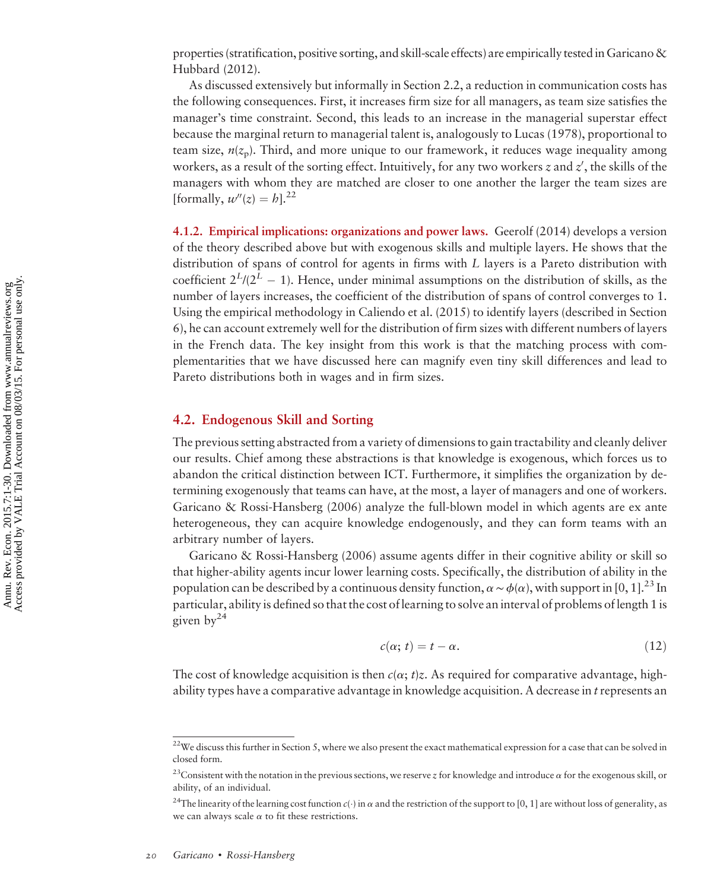properties (stratification, positive sorting, and skill-scale effects) are empirically tested in Garicano & Hubbard (2012).

As discussed extensively but informally in Section 2.2, a reduction in communication costs has the following consequences. First, it increases firm size for all managers, as team size satisfies the manager's time constraint. Second, this leads to an increase in the managerial superstar effect because the marginal return to managerial talent is, analogously to Lucas (1978), proportional to team size, $n(z_p)$. Third, and more unique to our framework, it reduces wage inequality among workers, as a result of the sorting effect. Intuitively, for any two workers $z$ and $z'$, the skills of the managers with whom they are matched are closer to one another the larger the team sizes are [formally, $w''(z) = h$].[22]

### 4.1.2. Empirical implications: organizations and power laws.

Geerolf (2014) develops a version of the theory described above but with exogenous skills and multiple layers. He shows that the distribution of spans of control for agents in firms with $L$ layers is a Pareto distribution with coefficient $2^L/(2^L - 1)$. Hence, under minimal assumptions on the distribution of skills, as the number of layers increases, the coefficient of the distribution of spans of control converges to 1. Using the empirical methodology in Caliendo et al. (2015) to identify layers (described in Section 6), he can account extremely well for the distribution of firm sizes with different numbers of layers in the French data. The key insight from this work is that the matching process with complementarities that we have discussed here can magnify even tiny skill differences and lead to Pareto distributions both in wages and in firm sizes.

## 4.2. Endogenous Skill and Sorting

The previous setting abstracted from a variety of dimensions to gain tractability and cleanly deliver our results. Chief among these abstractions is that knowledge is exogenous, which forces us to abandon the critical distinction between ICT. Furthermore, it simplifies the organization by determining exogenously that teams can have, at the most, a layer of managers and one of workers. Garicano & Rossi-Hansberg (2006) analyze the full-blown model in which agents are ex ante heterogeneous, they can acquire knowledge endogenously, and they can form teams with an arbitrary number of layers.

Garicano & Rossi-Hansberg (2006) assume agents differ in their cognitive ability or skill so that higher-ability agents incur lower learning costs. Specifically, the distribution of ability in the population can be described by a continuous density function, $\alpha \sim \phi(\alpha)$, with support in $[0, 1]$.[23] In particular, ability is defined so that the cost of learning to solve an interval of problems of length 1 is given by[24]

$$c(\alpha;\, t) = t - \alpha. \tag{12}$$

The cost of knowledge acquisition is then $c(\alpha;\, t)z$. As required for comparative advantage, high-ability types have a comparative advantage in knowledge acquisition. A decrease in $t$ represents an

---

[22] We discuss this further in Section 5, where we also present the exact mathematical expression for a case that can be solved in closed form.

[23] Consistent with the notation in the previous sections, we reserve $z$ for knowledge and introduce $\alpha$ for the exogenous skill, or ability, of an individual.

[24] The linearity of the learning cost function $c(\cdot)$ in $\alpha$ and the restriction of the support to $[0, 1]$ are without loss of generality, as we can always scale $\alpha$ to fit these restrictions.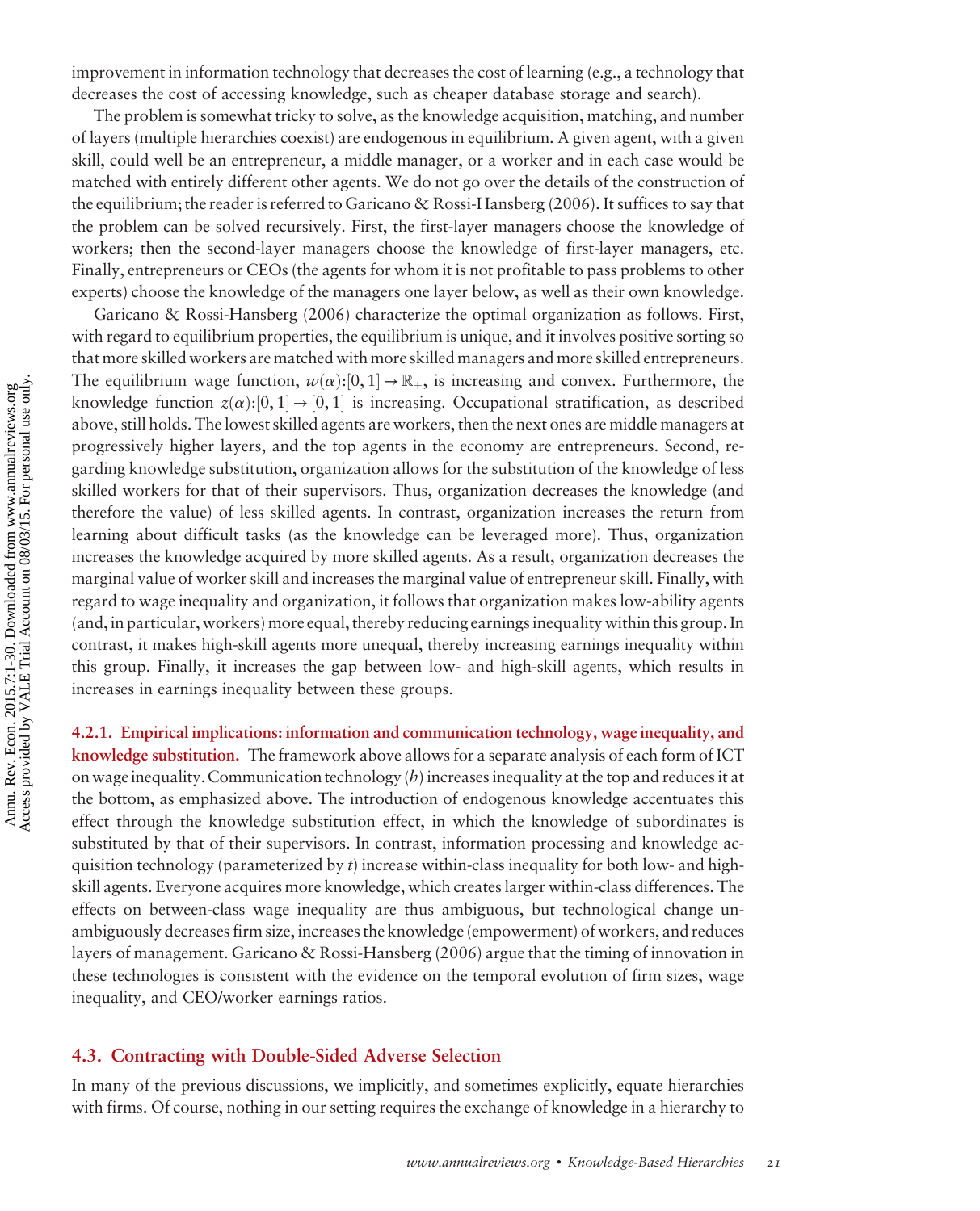improvement in information technology that decreases the cost of learning (e.g., a technology that decreases the cost of accessing knowledge, such as cheaper database storage and search).

The problem is somewhat tricky to solve, as the knowledge acquisition, matching, and number of layers (multiple hierarchies coexist) are endogenous in equilibrium. A given agent, with a given skill, could well be an entrepreneur, a middle manager, or a worker and in each case would be matched with entirely different other agents. We do not go over the details of the construction of the equilibrium; the reader is referred to Garicano & Rossi-Hansberg (2006). It suffices to say that the problem can be solved recursively. First, the first-layer managers choose the knowledge of workers; then the second-layer managers choose the knowledge of first-layer managers, etc. Finally, entrepreneurs or CEOs (the agents for whom it is not profitable to pass problems to other experts) choose the knowledge of the managers one layer below, as well as their own knowledge.

Garicano & Rossi-Hansberg (2006) characterize the optimal organization as follows. First, with regard to equilibrium properties, the equilibrium is unique, and it involves positive sorting so that more skilled workers are matched with more skilled managers and more skilled entrepreneurs. The equilibrium wage function, $w(\alpha):[0,1]\rightarrow\mathbb{R}_{+}$, is increasing and convex. Furthermore, the knowledge function $z(\alpha):[0,1]\rightarrow[0,1]$ is increasing. Occupational stratification, as described above, still holds. The lowest skilled agents are workers, then the next ones are middle managers at progressively higher layers, and the top agents in the economy are entrepreneurs. Second, regarding knowledge substitution, organization allows for the substitution of the knowledge of less skilled workers for that of their supervisors. Thus, organization decreases the knowledge (and therefore the value) of less skilled agents. In contrast, organization increases the return from learning about difficult tasks (as the knowledge can be leveraged more). Thus, organization increases the knowledge acquired by more skilled agents. As a result, organization decreases the marginal value of worker skill and increases the marginal value of entrepreneur skill. Finally, with regard to wage inequality and organization, it follows that organization makes low-ability agents (and, in particular, workers) more equal, thereby reducing earnings inequality within this group. In contrast, it makes high-skill agents more unequal, thereby increasing earnings inequality within this group. Finally, it increases the gap between low- and high-skill agents, which results in increases in earnings inequality between these groups.

#### 4.2.1. Empirical implications: information and communication technology, wage inequality, and knowledge substitution.

The framework above allows for a separate analysis of each form of ICT on wage inequality. Communication technology ($h$) increases inequality at the top and reduces it at the bottom, as emphasized above. The introduction of endogenous knowledge accentuates this effect through the knowledge substitution effect, in which the knowledge of subordinates is substituted by that of their supervisors. In contrast, information processing and knowledge acquisition technology (parameterized by $t$) increase within-class inequality for both low- and high-skill agents. Everyone acquires more knowledge, which creates larger within-class differences. The effects on between-class wage inequality are thus ambiguous, but technological change unambiguously decreases firm size, increases the knowledge (empowerment) of workers, and reduces layers of management. Garicano & Rossi-Hansberg (2006) argue that the timing of innovation in these technologies is consistent with the evidence on the temporal evolution of firm sizes, wage inequality, and CEO/worker earnings ratios.

### 4.3. Contracting with Double-Sided Adverse Selection

In many of the previous discussions, we implicitly, and sometimes explicitly, equate hierarchies with firms. Of course, nothing in our setting requires the exchange of knowledge in a hierarchy to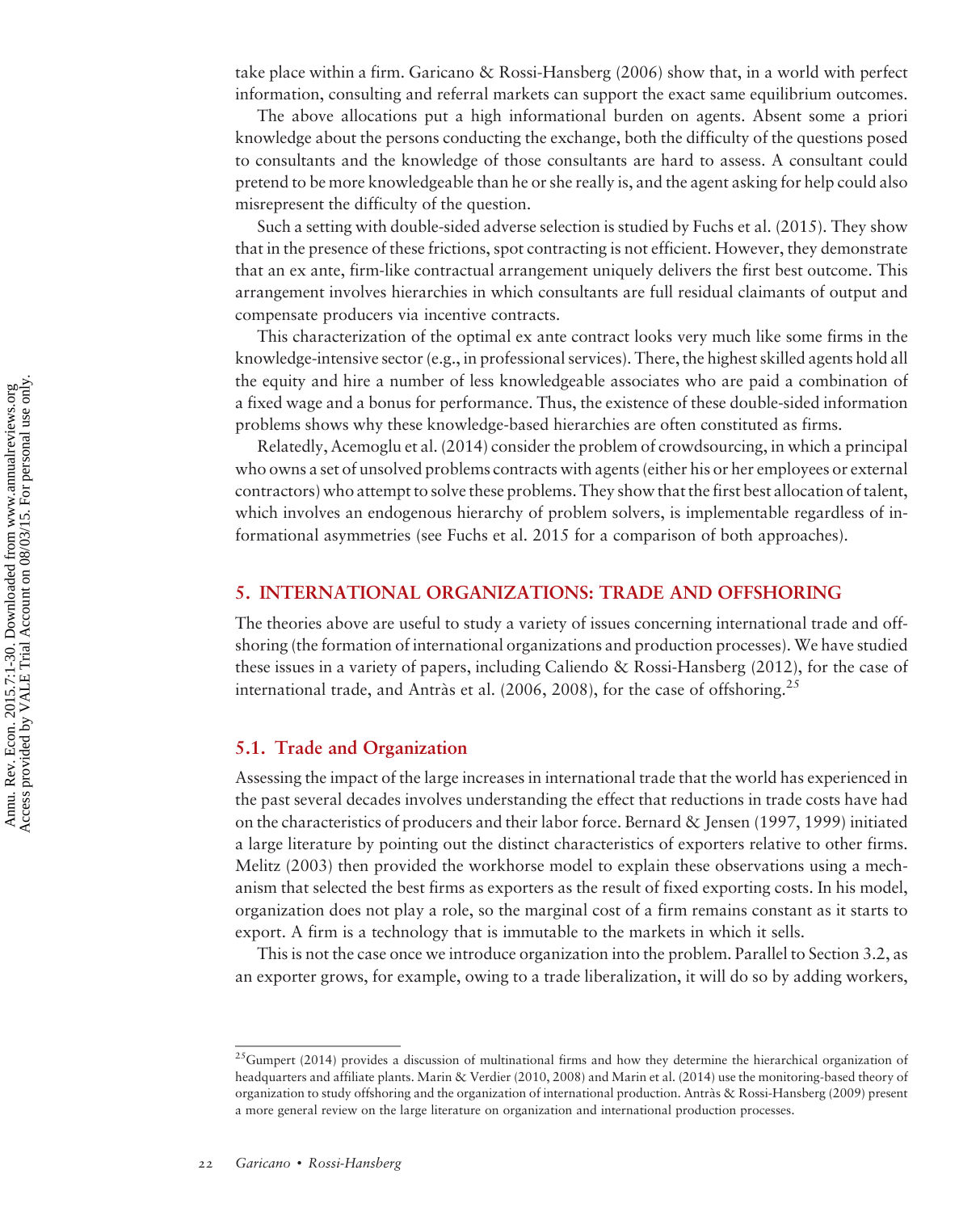take place within a firm. Garicano & Rossi-Hansberg (2006) show that, in a world with perfect information, consulting and referral markets can support the exact same equilibrium outcomes.

The above allocations put a high informational burden on agents. Absent some a priori knowledge about the persons conducting the exchange, both the difficulty of the questions posed to consultants and the knowledge of those consultants are hard to assess. A consultant could pretend to be more knowledgeable than he or she really is, and the agent asking for help could also misrepresent the difficulty of the question.

Such a setting with double-sided adverse selection is studied by Fuchs et al. (2015). They show that in the presence of these frictions, spot contracting is not efficient. However, they demonstrate that an ex ante, firm-like contractual arrangement uniquely delivers the first best outcome. This arrangement involves hierarchies in which consultants are full residual claimants of output and compensate producers via incentive contracts.

This characterization of the optimal ex ante contract looks very much like some firms in the knowledge-intensive sector (e.g., in professional services). There, the highest skilled agents hold all the equity and hire a number of less knowledgeable associates who are paid a combination of a fixed wage and a bonus for performance. Thus, the existence of these double-sided information problems shows why these knowledge-based hierarchies are often constituted as firms.

Relatedly, Acemoglu et al. (2014) consider the problem of crowdsourcing, in which a principal who owns a set of unsolved problems contracts with agents (either his or her employees or external contractors) who attempt to solve these problems. They show that the first best allocation of talent, which involves an endogenous hierarchy of problem solvers, is implementable regardless of informational asymmetries (see Fuchs et al. 2015 for a comparison of both approaches).

## 5. INTERNATIONAL ORGANIZATIONS: TRADE AND OFFSHORING

The theories above are useful to study a variety of issues concerning international trade and offshoring (the formation of international organizations and production processes). We have studied these issues in a variety of papers, including Caliendo & Rossi-Hansberg (2012), for the case of international trade, and Antràs et al. (2006, 2008), for the case of offshoring.[25]

### 5.1. Trade and Organization

Assessing the impact of the large increases in international trade that the world has experienced in the past several decades involves understanding the effect that reductions in trade costs have had on the characteristics of producers and their labor force. Bernard & Jensen (1997, 1999) initiated a large literature by pointing out the distinct characteristics of exporters relative to other firms. Melitz (2003) then provided the workhorse model to explain these observations using a mechanism that selected the best firms as exporters as the result of fixed exporting costs. In his model, organization does not play a role, so the marginal cost of a firm remains constant as it starts to export. A firm is a technology that is immutable to the markets in which it sells.

This is not the case once we introduce organization into the problem. Parallel to Section 3.2, as an exporter grows, for example, owing to a trade liberalization, it will do so by adding workers,

[25]Gumpert (2014) provides a discussion of multinational firms and how they determine the hierarchical organization of headquarters and affiliate plants. Marin & Verdier (2010, 2008) and Marin et al. (2014) use the monitoring-based theory of organization to study offshoring and the organization of international production. Antràs & Rossi-Hansberg (2009) present a more general review on the large literature on organization and international production processes.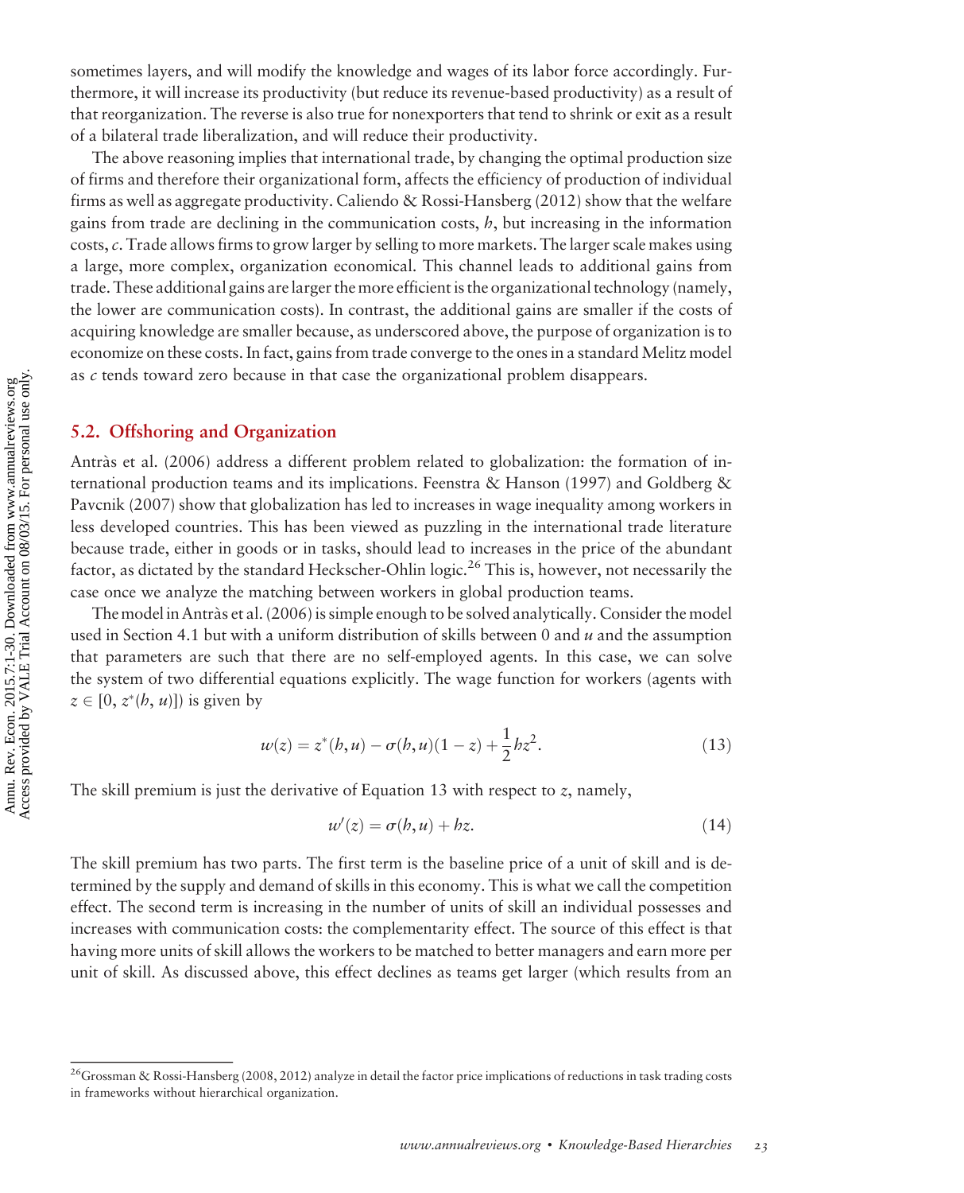sometimes layers, and will modify the knowledge and wages of its labor force accordingly. Furthermore, it will increase its productivity (but reduce its revenue-based productivity) as a result of that reorganization. The reverse is also true for nonexporters that tend to shrink or exit as a result of a bilateral trade liberalization, and will reduce their productivity.

The above reasoning implies that international trade, by changing the optimal production size of firms and therefore their organizational form, affects the efficiency of production of individual firms as well as aggregate productivity. Caliendo & Rossi-Hansberg (2012) show that the welfare gains from trade are declining in the communication costs, $h$, but increasing in the information costs, $c$. Trade allows firms to grow larger by selling to more markets. The larger scale makes using a large, more complex, organization economical. This channel leads to additional gains from trade. These additional gains are larger the more efficient is the organizational technology (namely, the lower are communication costs). In contrast, the additional gains are smaller if the costs of acquiring knowledge are smaller because, as underscored above, the purpose of organization is to economize on these costs. In fact, gains from trade converge to the ones in a standard Melitz model as $c$ tends toward zero because in that case the organizational problem disappears.

## 5.2. Offshoring and Organization

Antràs et al. (2006) address a different problem related to globalization: the formation of international production teams and its implications. Feenstra & Hanson (1997) and Goldberg & Pavcnik (2007) show that globalization has led to increases in wage inequality among workers in less developed countries. This has been viewed as puzzling in the international trade literature because trade, either in goods or in tasks, should lead to increases in the price of the abundant factor, as dictated by the standard Heckscher-Ohlin logic.[26] This is, however, not necessarily the case once we analyze the matching between workers in global production teams.

The model in Antràs et al. (2006) is simple enough to be solved analytically. Consider the model used in Section 4.1 but with a uniform distribution of skills between 0 and $u$ and the assumption that parameters are such that there are no self-employed agents. In this case, we can solve the system of two differential equations explicitly. The wage function for workers (agents with $z \in [0, z^*(h, u)]$) is given by

$$w(z) = z^*(h,u) - \sigma(h,u)(1-z) + \frac{1}{2}hz^2. \tag{13}$$

The skill premium is just the derivative of Equation 13 with respect to $z$, namely,

$$w'(z) = \sigma(h,u) + hz. \tag{14}$$

The skill premium has two parts. The first term is the baseline price of a unit of skill and is determined by the supply and demand of skills in this economy. This is what we call the competition effect. The second term is increasing in the number of units of skill an individual possesses and increases with communication costs: the complementarity effect. The source of this effect is that having more units of skill allows the workers to be matched to better managers and earn more per unit of skill. As discussed above, this effect declines as teams get larger (which results from an

[26] Grossman & Rossi-Hansberg (2008, 2012) analyze in detail the factor price implications of reductions in task trading costs in frameworks without hierarchical organization.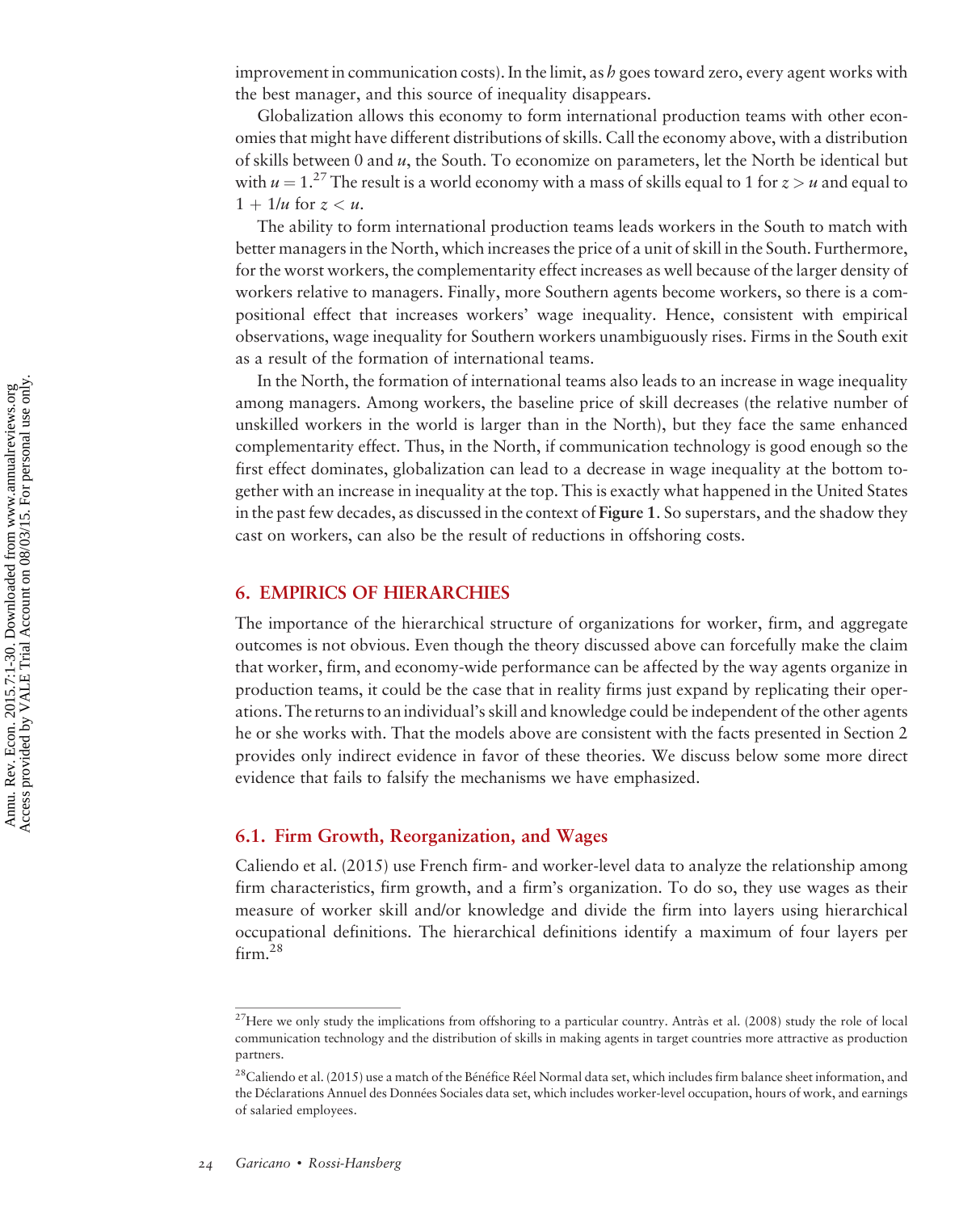improvement in communication costs). In the limit, as $h$ goes toward zero, every agent works with the best manager, and this source of inequality disappears.

Globalization allows this economy to form international production teams with other economies that might have different distributions of skills. Call the economy above, with a distribution of skills between 0 and $u$, the South. To economize on parameters, let the North be identical but with $u = 1$.[27] The result is a world economy with a mass of skills equal to 1 for $z > u$ and equal to $1 + 1/u$ for $z < u$.

The ability to form international production teams leads workers in the South to match with better managers in the North, which increases the price of a unit of skill in the South. Furthermore, for the worst workers, the complementarity effect increases as well because of the larger density of workers relative to managers. Finally, more Southern agents become workers, so there is a compositional effect that increases workers' wage inequality. Hence, consistent with empirical observations, wage inequality for Southern workers unambiguously rises. Firms in the South exit as a result of the formation of international teams.

In the North, the formation of international teams also leads to an increase in wage inequality among managers. Among workers, the baseline price of skill decreases (the relative number of unskilled workers in the world is larger than in the North), but they face the same enhanced complementarity effect. Thus, in the North, if communication technology is good enough so the first effect dominates, globalization can lead to a decrease in wage inequality at the bottom together with an increase in inequality at the top. This is exactly what happened in the United States in the past few decades, as discussed in the context of **Figure 1**. So superstars, and the shadow they cast on workers, can also be the result of reductions in offshoring costs.

## 6. EMPIRICS OF HIERARCHIES

The importance of the hierarchical structure of organizations for worker, firm, and aggregate outcomes is not obvious. Even though the theory discussed above can forcefully make the claim that worker, firm, and economy-wide performance can be affected by the way agents organize in production teams, it could be the case that in reality firms just expand by replicating their operations. The returns to an individual's skill and knowledge could be independent of the other agents he or she works with. That the models above are consistent with the facts presented in Section 2 provides only indirect evidence in favor of these theories. We discuss below some more direct evidence that fails to falsify the mechanisms we have emphasized.

### 6.1. Firm Growth, Reorganization, and Wages

Caliendo et al. (2015) use French firm- and worker-level data to analyze the relationship among firm characteristics, firm growth, and a firm's organization. To do so, they use wages as their measure of worker skill and/or knowledge and divide the firm into layers using hierarchical occupational definitions. The hierarchical definitions identify a maximum of four layers per firm.[28]

---

[27]Here we only study the implications from offshoring to a particular country. Antràs et al. (2008) study the role of local communication technology and the distribution of skills in making agents in target countries more attractive as production partners.

[28]Caliendo et al. (2015) use a match of the Bénéfice Réel Normal data set, which includes firm balance sheet information, and the Déclarations Annuel des Données Sociales data set, which includes worker-level occupation, hours of work, and earnings of salaried employees.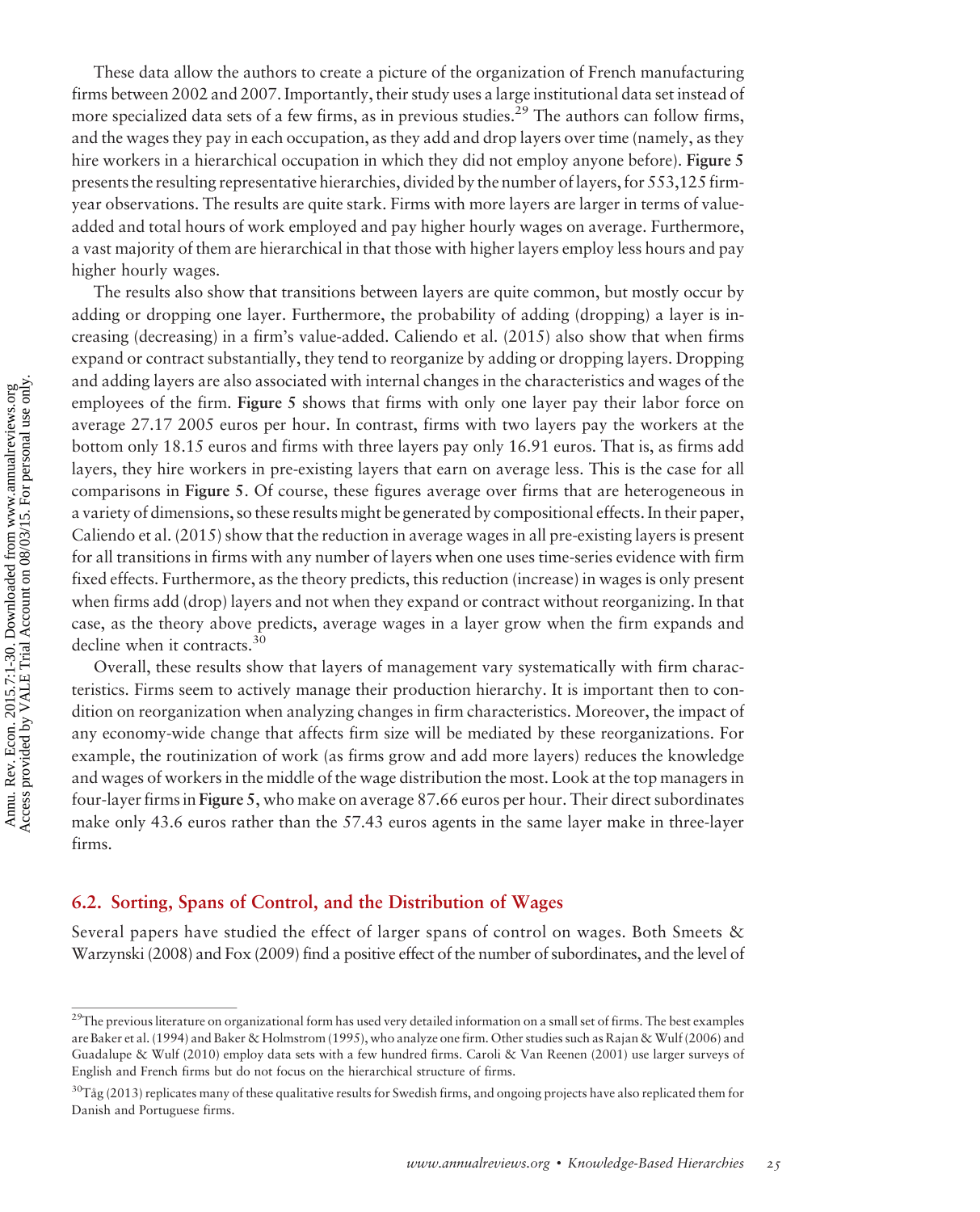These data allow the authors to create a picture of the organization of French manufacturing firms between 2002 and 2007. Importantly, their study uses a large institutional data set instead of more specialized data sets of a few firms, as in previous studies.[29] The authors can follow firms, and the wages they pay in each occupation, as they add and drop layers over time (namely, as they hire workers in a hierarchical occupation in which they did not employ anyone before). **Figure 5** presents the resulting representative hierarchies, divided by the number of layers, for 553,125 firm-year observations. The results are quite stark. Firms with more layers are larger in terms of value-added and total hours of work employed and pay higher hourly wages on average. Furthermore, a vast majority of them are hierarchical in that those with higher layers employ less hours and pay higher hourly wages.

The results also show that transitions between layers are quite common, but mostly occur by adding or dropping one layer. Furthermore, the probability of adding (dropping) a layer is increasing (decreasing) in a firm's value-added. Caliendo et al. (2015) also show that when firms expand or contract substantially, they tend to reorganize by adding or dropping layers. Dropping and adding layers are also associated with internal changes in the characteristics and wages of the employees of the firm. **Figure 5** shows that firms with only one layer pay their labor force on average 27.17 2005 euros per hour. In contrast, firms with two layers pay the workers at the bottom only 18.15 euros and firms with three layers pay only 16.91 euros. That is, as firms add layers, they hire workers in pre-existing layers that earn on average less. This is the case for all comparisons in **Figure 5**. Of course, these figures average over firms that are heterogeneous in a variety of dimensions, so these results might be generated by compositional effects. In their paper, Caliendo et al. (2015) show that the reduction in average wages in all pre-existing layers is present for all transitions in firms with any number of layers when one uses time-series evidence with firm fixed effects. Furthermore, as the theory predicts, this reduction (increase) in wages is only present when firms add (drop) layers and not when they expand or contract without reorganizing. In that case, as the theory above predicts, average wages in a layer grow when the firm expands and decline when it contracts.[30]

Overall, these results show that layers of management vary systematically with firm characteristics. Firms seem to actively manage their production hierarchy. It is important then to condition on reorganization when analyzing changes in firm characteristics. Moreover, the impact of any economy-wide change that affects firm size will be mediated by these reorganizations. For example, the routinization of work (as firms grow and add more layers) reduces the knowledge and wages of workers in the middle of the wage distribution the most. Look at the top managers in four-layer firms in **Figure 5**, who make on average 87.66 euros per hour. Their direct subordinates make only 43.6 euros rather than the 57.43 euros agents in the same layer make in three-layer firms.

## 6.2. Sorting, Spans of Control, and the Distribution of Wages

Several papers have studied the effect of larger spans of control on wages. Both Smeets & Warzynski (2008) and Fox (2009) find a positive effect of the number of subordinates, and the level of

---

[29] The previous literature on organizational form has used very detailed information on a small set of firms. The best examples are Baker et al. (1994) and Baker & Holmstrom (1995), who analyze one firm. Other studies such as Rajan & Wulf (2006) and Guadalupe & Wulf (2010) employ data sets with a few hundred firms. Caroli & Van Reenen (2001) use larger surveys of English and French firms but do not focus on the hierarchical structure of firms.

[30] Tåg (2013) replicates many of these qualitative results for Swedish firms, and ongoing projects have also replicated them for Danish and Portuguese firms.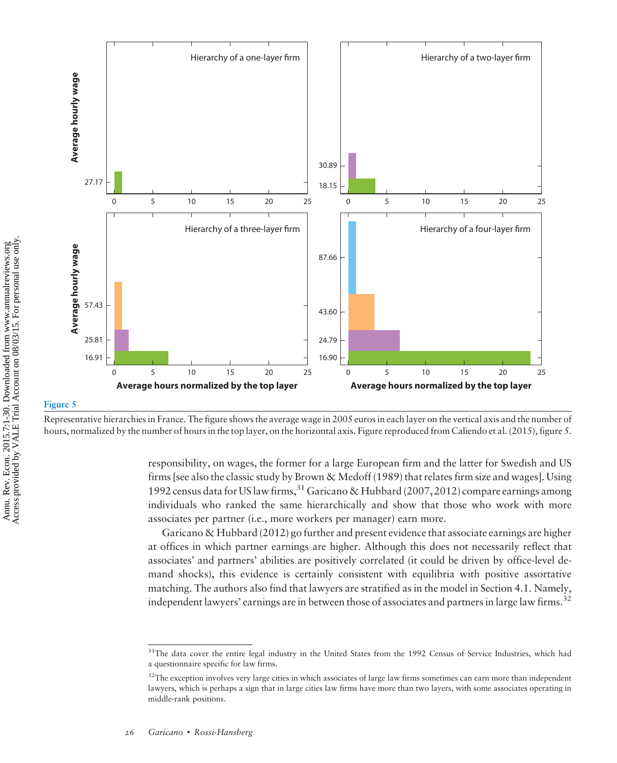**Figure 5**

Representative hierarchies in France. The figure shows the average wage in 2005 euros in each layer on the vertical axis and the number of hours, normalized by the number of hours in the top layer, on the horizontal axis. Figure reproduced from Caliendo et al. (2015), figure 5.

responsibility, on wages, the former for a large European firm and the latter for Swedish and US firms [see also the classic study by Brown & Medoff (1989) that relates firm size and wages]. Using 1992 census data for US law firms,[31] Garicano & Hubbard (2007, 2012) compare earnings among individuals who ranked the same hierarchically and show that those who work with more associates per partner (i.e., more workers per manager) earn more.

Garicano & Hubbard (2012) go further and present evidence that associate earnings are higher at offices in which partner earnings are higher. Although this does not necessarily reflect that associates' and partners' abilities are positively correlated (it could be driven by office-level demand shocks), this evidence is certainly consistent with equilibria with positive assortative matching. The authors also find that lawyers are stratified as in the model in Section 4.1. Namely, independent lawyers' earnings are in between those of associates and partners in large law firms.[32]

---

[31] The data cover the entire legal industry in the United States from the 1992 Census of Service Industries, which had a questionnaire specific for law firms.

[32] The exception involves very large cities in which associates of large law firms sometimes can earn more than independent lawyers, which is perhaps a sign that in large cities law firms have more than two layers, with some associates operating in middle-rank positions.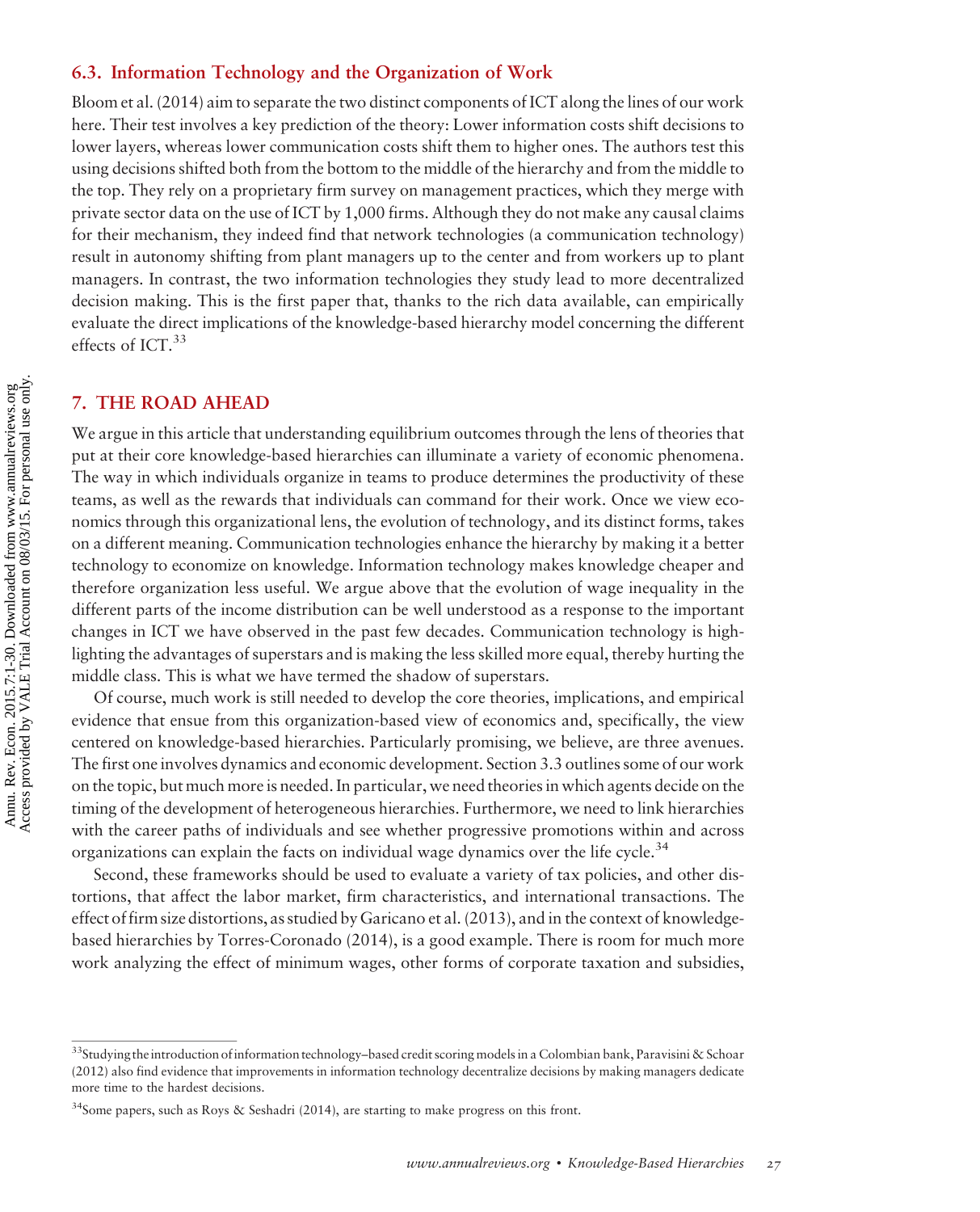### 6.3. Information Technology and the Organization of Work

Bloom et al. (2014) aim to separate the two distinct components of ICT along the lines of our work here. Their test involves a key prediction of the theory: Lower information costs shift decisions to lower layers, whereas lower communication costs shift them to higher ones. The authors test this using decisions shifted both from the bottom to the middle of the hierarchy and from the middle to the top. They rely on a proprietary firm survey on management practices, which they merge with private sector data on the use of ICT by 1,000 firms. Although they do not make any causal claims for their mechanism, they indeed find that network technologies (a communication technology) result in autonomy shifting from plant managers up to the center and from workers up to plant managers. In contrast, the two information technologies they study lead to more decentralized decision making. This is the first paper that, thanks to the rich data available, can empirically evaluate the direct implications of the knowledge-based hierarchy model concerning the different effects of ICT.[33]

## 7. THE ROAD AHEAD

We argue in this article that understanding equilibrium outcomes through the lens of theories that put at their core knowledge-based hierarchies can illuminate a variety of economic phenomena. The way in which individuals organize in teams to produce determines the productivity of these teams, as well as the rewards that individuals can command for their work. Once we view economics through this organizational lens, the evolution of technology, and its distinct forms, takes on a different meaning. Communication technologies enhance the hierarchy by making it a better technology to economize on knowledge. Information technology makes knowledge cheaper and therefore organization less useful. We argue above that the evolution of wage inequality in the different parts of the income distribution can be well understood as a response to the important changes in ICT we have observed in the past few decades. Communication technology is highlighting the advantages of superstars and is making the less skilled more equal, thereby hurting the middle class. This is what we have termed the shadow of superstars.

Of course, much work is still needed to develop the core theories, implications, and empirical evidence that ensue from this organization-based view of economics and, specifically, the view centered on knowledge-based hierarchies. Particularly promising, we believe, are three avenues. The first one involves dynamics and economic development. Section 3.3 outlines some of our work on the topic, but much more is needed. In particular, we need theories in which agents decide on the timing of the development of heterogeneous hierarchies. Furthermore, we need to link hierarchies with the career paths of individuals and see whether progressive promotions within and across organizations can explain the facts on individual wage dynamics over the life cycle.[34]

Second, these frameworks should be used to evaluate a variety of tax policies, and other distortions, that affect the labor market, firm characteristics, and international transactions. The effect of firm size distortions, as studied by Garicano et al. (2013), and in the context of knowledge-based hierarchies by Torres-Coronado (2014), is a good example. There is room for much more work analyzing the effect of minimum wages, other forms of corporate taxation and subsidies,

---

[33] Studying the introduction of information technology–based credit scoring models in a Colombian bank, Paravisini & Schoar (2012) also find evidence that improvements in information technology decentralize decisions by making managers dedicate more time to the hardest decisions.

[34] Some papers, such as Roys & Seshadri (2014), are starting to make progress on this front.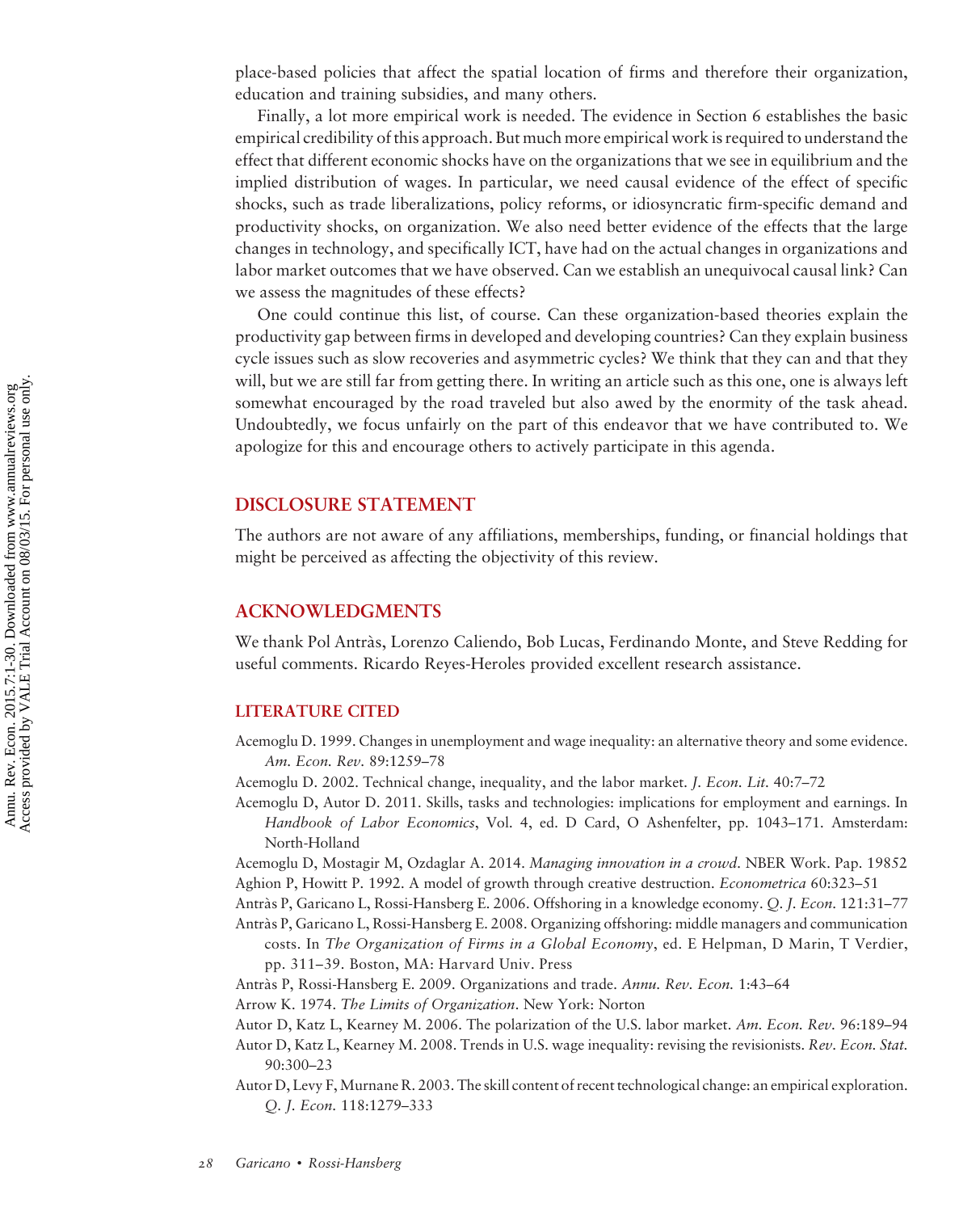place-based policies that affect the spatial location of firms and therefore their organization, education and training subsidies, and many others.

Finally, a lot more empirical work is needed. The evidence in Section 6 establishes the basic empirical credibility of this approach. But much more empirical work is required to understand the effect that different economic shocks have on the organizations that we see in equilibrium and the implied distribution of wages. In particular, we need causal evidence of the effect of specific shocks, such as trade liberalizations, policy reforms, or idiosyncratic firm-specific demand and productivity shocks, on organization. We also need better evidence of the effects that the large changes in technology, and specifically ICT, have had on the actual changes in organizations and labor market outcomes that we have observed. Can we establish an unequivocal causal link? Can we assess the magnitudes of these effects?

One could continue this list, of course. Can these organization-based theories explain the productivity gap between firms in developed and developing countries? Can they explain business cycle issues such as slow recoveries and asymmetric cycles? We think that they can and that they will, but we are still far from getting there. In writing an article such as this one, one is always left somewhat encouraged by the road traveled but also awed by the enormity of the task ahead. Undoubtedly, we focus unfairly on the part of this endeavor that we have contributed to. We apologize for this and encourage others to actively participate in this agenda.

## DISCLOSURE STATEMENT

The authors are not aware of any affiliations, memberships, funding, or financial holdings that might be perceived as affecting the objectivity of this review.

## ACKNOWLEDGMENTS

We thank Pol Antràs, Lorenzo Caliendo, Bob Lucas, Ferdinando Monte, and Steve Redding for useful comments. Ricardo Reyes-Heroles provided excellent research assistance.

## LITERATURE CITED

Acemoglu D. 1999. Changes in unemployment and wage inequality: an alternative theory and some evidence. *Am. Econ. Rev.* 89:1259–78

Acemoglu D. 2002. Technical change, inequality, and the labor market. *J. Econ. Lit.* 40:7–72

Acemoglu D, Autor D. 2011. Skills, tasks and technologies: implications for employment and earnings. In *Handbook of Labor Economics*, Vol. 4, ed. D Card, O Ashenfelter, pp. 1043–171. Amsterdam: North-Holland

Acemoglu D, Mostagir M, Ozdaglar A. 2014. *Managing innovation in a crowd*. NBER Work. Pap. 19852

Aghion P, Howitt P. 1992. A model of growth through creative destruction. *Econometrica* 60:323–51

Antràs P, Garicano L, Rossi-Hansberg E. 2006. Offshoring in a knowledge economy. *Q. J. Econ.* 121:31–77

Antràs P, Garicano L, Rossi-Hansberg E. 2008. Organizing offshoring: middle managers and communication costs. In *The Organization of Firms in a Global Economy*, ed. E Helpman, D Marin, T Verdier, pp. 311–39. Boston, MA: Harvard Univ. Press

Antràs P, Rossi-Hansberg E. 2009. Organizations and trade. *Annu. Rev. Econ.* 1:43–64

Arrow K. 1974. *The Limits of Organization*. New York: Norton

Autor D, Katz L, Kearney M. 2006. The polarization of the U.S. labor market. *Am. Econ. Rev.* 96:189–94

Autor D, Katz L, Kearney M. 2008. Trends in U.S. wage inequality: revising the revisionists. *Rev. Econ. Stat.* 90:300–23

Autor D, Levy F, Murnane R. 2003. The skill content of recent technological change: an empirical exploration. *Q. J. Econ.* 118:1279–333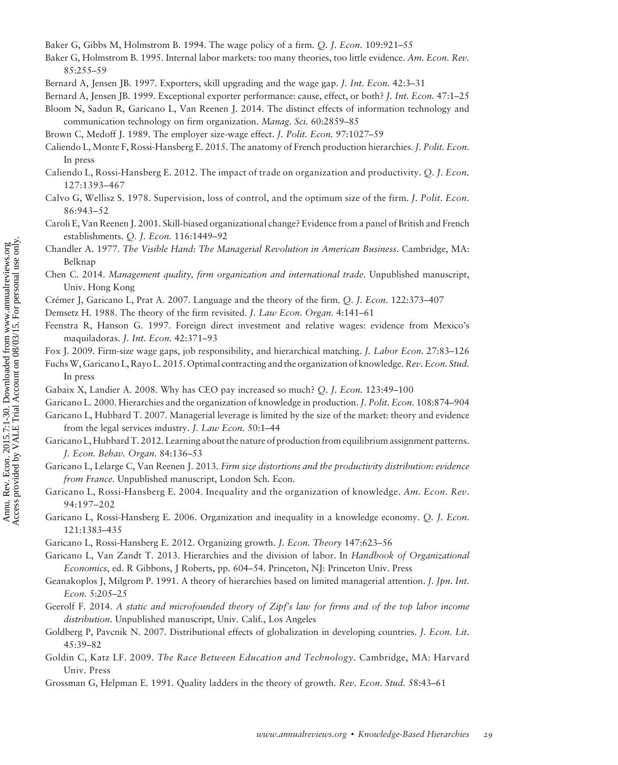Baker G, Gibbs M, Holmstrom B. 1994. The wage policy of a firm. *Q. J. Econ.* 109:921–55

Baker G, Holmstrom B. 1995. Internal labor markets: too many theories, too little evidence. *Am. Econ. Rev.* 85:255–59

Bernard A, Jensen JB. 1997. Exporters, skill upgrading and the wage gap. *J. Int. Econ.* 42:3–31

Bernard A, Jensen JB. 1999. Exceptional exporter performance: cause, effect, or both? *J. Int. Econ.* 47:1–25

Bloom N, Sadun R, Garicano L, Van Reenen J. 2014. The distinct effects of information technology and communication technology on firm organization. *Manag. Sci.* 60:2859–85

Brown C, Medoff J. 1989. The employer size-wage effect. *J. Polit. Econ.* 97:1027–59

Caliendo L, Monte F, Rossi-Hansberg E. 2015. The anatomy of French production hierarchies. *J. Polit. Econ.* In press

Caliendo L, Rossi-Hansberg E. 2012. The impact of trade on organization and productivity. *Q. J. Econ.* 127:1393–467

Calvo G, Wellisz S. 1978. Supervision, loss of control, and the optimum size of the firm. *J. Polit. Econ.* 86:943–52

Caroli E, Van Reenen J. 2001. Skill-biased organizational change? Evidence from a panel of British and French establishments. *Q. J. Econ.* 116:1449–92

Chandler A. 1977. *The Visible Hand: The Managerial Revolution in American Business*. Cambridge, MA: Belknap

Chen C. 2014. *Management quality, firm organization and international trade*. Unpublished manuscript, Univ. Hong Kong

Crémer J, Garicano L, Prat A. 2007. Language and the theory of the firm. *Q. J. Econ.* 122:373–407

Demsetz H. 1988. The theory of the firm revisited. *J. Law Econ. Organ.* 4:141–61

Feenstra R, Hanson G. 1997. Foreign direct investment and relative wages: evidence from Mexico's maquiladoras. *J. Int. Econ.* 42:371–93

Fox J. 2009. Firm-size wage gaps, job responsibility, and hierarchical matching. *J. Labor Econ.* 27:83–126

Fuchs W, Garicano L, Rayo L. 2015. Optimal contracting and the organization of knowledge. *Rev. Econ. Stud.* In press

Gabaix X, Landier A. 2008. Why has CEO pay increased so much? *Q. J. Econ.* 123:49–100

Garicano L. 2000. Hierarchies and the organization of knowledge in production. *J. Polit. Econ.* 108:874–904

Garicano L, Hubbard T. 2007. Managerial leverage is limited by the size of the market: theory and evidence from the legal services industry. *J. Law Econ.* 50:1–44

Garicano L, Hubbard T. 2012. Learning about the nature of production from equilibrium assignment patterns. *J. Econ. Behav. Organ.* 84:136–53

Garicano L, Lelarge C, Van Reenen J. 2013. *Firm size distortions and the productivity distribution: evidence from France*. Unpublished manuscript, London Sch. Econ.

Garicano L, Rossi-Hansberg E. 2004. Inequality and the organization of knowledge. *Am. Econ. Rev.* 94:197–202

Garicano L, Rossi-Hansberg E. 2006. Organization and inequality in a knowledge economy. *Q. J. Econ.* 121:1383–435

Garicano L, Rossi-Hansberg E. 2012. Organizing growth. *J. Econ. Theory* 147:623–56

Garicano L, Van Zandt T. 2013. Hierarchies and the division of labor. In *Handbook of Organizational Economics*, ed. R Gibbons, J Roberts, pp. 604–54. Princeton, NJ: Princeton Univ. Press

Geanakoplos J, Milgrom P. 1991. A theory of hierarchies based on limited managerial attention. *J. Jpn. Int. Econ.* 5:205–25

Geerolf F. 2014. *A static and microfounded theory of Zipf's law for firms and of the top labor income distribution*. Unpublished manuscript, Univ. Calif., Los Angeles

Goldberg P, Pavcnik N. 2007. Distributional effects of globalization in developing countries. *J. Econ. Lit.* 45:39–82

Goldin C, Katz LF. 2009. *The Race Between Education and Technology*. Cambridge, MA: Harvard Univ. Press

Grossman G, Helpman E. 1991. Quality ladders in the theory of growth. *Rev. Econ. Stud.* 58:43–61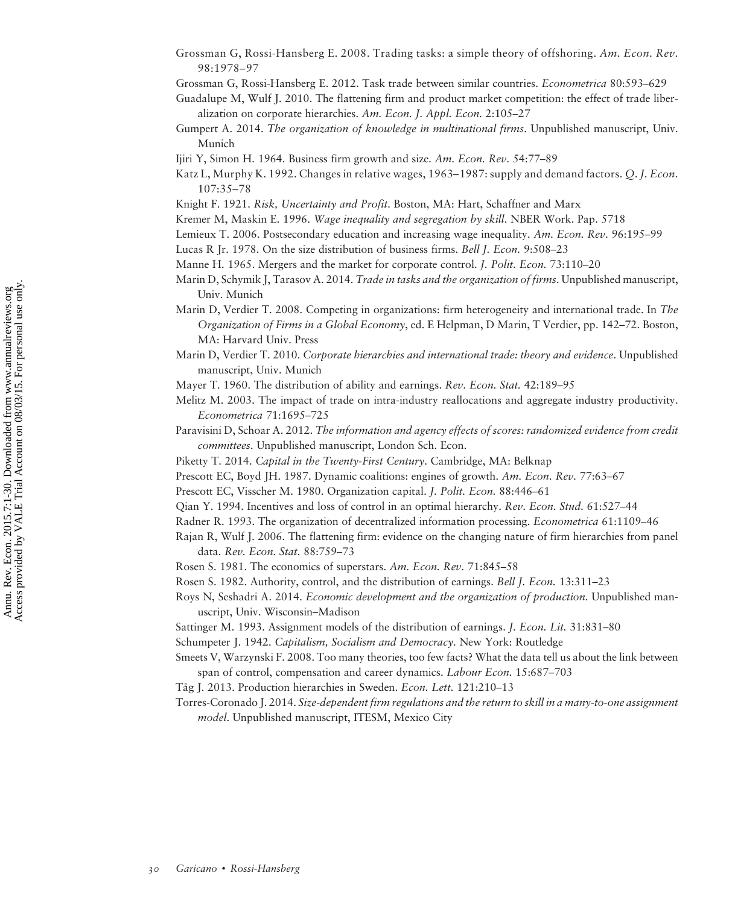Grossman G, Rossi-Hansberg E. 2008. Trading tasks: a simple theory of offshoring. *Am. Econ. Rev.* 98:1978–97

Grossman G, Rossi-Hansberg E. 2012. Task trade between similar countries. *Econometrica* 80:593–629

Guadalupe M, Wulf J. 2010. The flattening firm and product market competition: the effect of trade liberalization on corporate hierarchies. *Am. Econ. J. Appl. Econ.* 2:105–27

Gumpert A. 2014. *The organization of knowledge in multinational firms*. Unpublished manuscript, Univ. Munich

Ijiri Y, Simon H. 1964. Business firm growth and size. *Am. Econ. Rev.* 54:77–89

Katz L, Murphy K. 1992. Changes in relative wages, 1963–1987: supply and demand factors. *Q. J. Econ.* 107:35–78

Knight F. 1921. *Risk, Uncertainty and Profit*. Boston, MA: Hart, Schaffner and Marx

Kremer M, Maskin E. 1996. *Wage inequality and segregation by skill*. NBER Work. Pap. 5718

Lemieux T. 2006. Postsecondary education and increasing wage inequality. *Am. Econ. Rev.* 96:195–99

Lucas R Jr. 1978. On the size distribution of business firms. *Bell J. Econ.* 9:508–23

Manne H. 1965. Mergers and the market for corporate control. *J. Polit. Econ.* 73:110–20

Marin D, Schymik J, Tarasov A. 2014. *Trade in tasks and the organization of firms*. Unpublished manuscript, Univ. Munich

Marin D, Verdier T. 2008. Competing in organizations: firm heterogeneity and international trade. In *The Organization of Firms in a Global Economy*, ed. E Helpman, D Marin, T Verdier, pp. 142–72. Boston, MA: Harvard Univ. Press

Marin D, Verdier T. 2010. *Corporate hierarchies and international trade: theory and evidence*. Unpublished manuscript, Univ. Munich

Mayer T. 1960. The distribution of ability and earnings. *Rev. Econ. Stat.* 42:189–95

Melitz M. 2003. The impact of trade on intra-industry reallocations and aggregate industry productivity. *Econometrica* 71:1695–725

Paravisini D, Schoar A. 2012. *The information and agency effects of scores: randomized evidence from credit committees*. Unpublished manuscript, London Sch. Econ.

Piketty T. 2014. *Capital in the Twenty-First Century*. Cambridge, MA: Belknap

Prescott EC, Boyd JH. 1987. Dynamic coalitions: engines of growth. *Am. Econ. Rev.* 77:63–67

Prescott EC, Visscher M. 1980. Organization capital. *J. Polit. Econ.* 88:446–61

Qian Y. 1994. Incentives and loss of control in an optimal hierarchy. *Rev. Econ. Stud.* 61:527–44

Radner R. 1993. The organization of decentralized information processing. *Econometrica* 61:1109–46

Rajan R, Wulf J. 2006. The flattening firm: evidence on the changing nature of firm hierarchies from panel data. *Rev. Econ. Stat.* 88:759–73

Rosen S. 1981. The economics of superstars. *Am. Econ. Rev.* 71:845–58

Rosen S. 1982. Authority, control, and the distribution of earnings. *Bell J. Econ.* 13:311–23

Roys N, Seshadri A. 2014. *Economic development and the organization of production*. Unpublished manuscript, Univ. Wisconsin–Madison

Sattinger M. 1993. Assignment models of the distribution of earnings. *J. Econ. Lit.* 31:831–80

Schumpeter J. 1942. *Capitalism, Socialism and Democracy*. New York: Routledge

Smeets V, Warzynski F. 2008. Too many theories, too few facts? What the data tell us about the link between span of control, compensation and career dynamics. *Labour Econ.* 15:687–703

Tåg J. 2013. Production hierarchies in Sweden. *Econ. Lett.* 121:210–13

Torres-Coronado J. 2014. *Size-dependent firm regulations and the return to skill in a many-to-one assignment model*. Unpublished manuscript, ITESM, Mexico City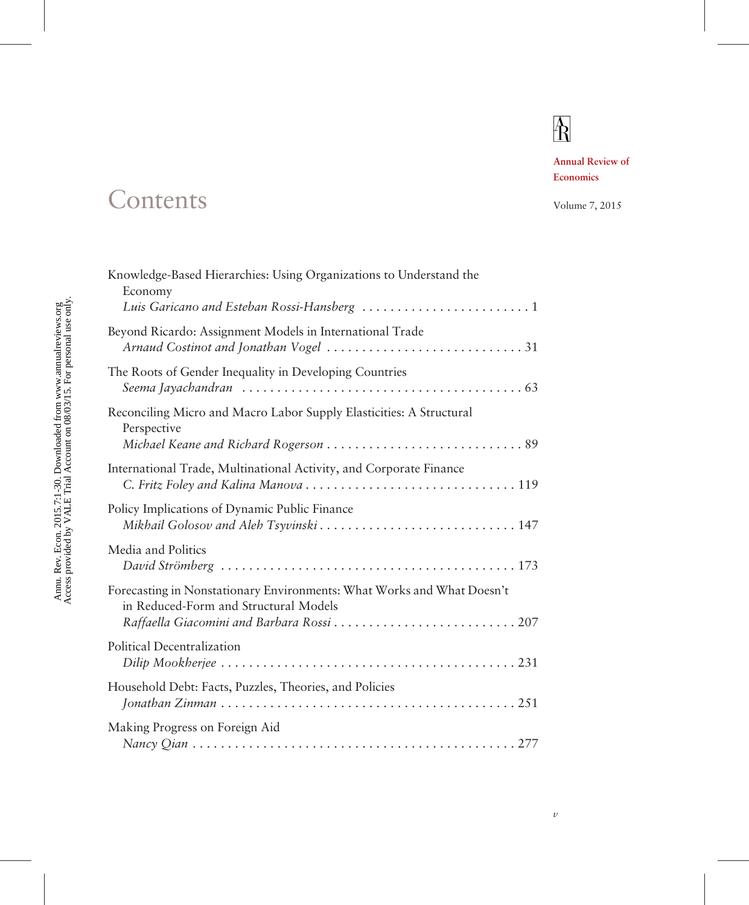Annual Review of Economics

Volume 7, 2015

# Contents

Knowledge-Based Hierarchies: Using Organizations to Understand the Economy
*Luis Garicano and Esteban Rossi-Hansberg* . . . . . . . . . . . . . . . . . . . . . . . . 1

Beyond Ricardo: Assignment Models in International Trade
*Arnaud Costinot and Jonathan Vogel* . . . . . . . . . . . . . . . . . . . . . . . . . . . . 31

The Roots of Gender Inequality in Developing Countries
*Seema Jayachandran* . . . . . . . . . . . . . . . . . . . . . . . . . . . . . . . . . . . . . . . 63

Reconciling Micro and Macro Labor Supply Elasticities: A Structural Perspective
*Michael Keane and Richard Rogerson* . . . . . . . . . . . . . . . . . . . . . . . . . . . . 89

International Trade, Multinational Activity, and Corporate Finance
*C. Fritz Foley and Kalina Manova* . . . . . . . . . . . . . . . . . . . . . . . . . . . . . . 119

Policy Implications of Dynamic Public Finance
*Mikhail Golosov and Aleh Tsyvinski* . . . . . . . . . . . . . . . . . . . . . . . . . . . . 147

Media and Politics
*David Strömberg* . . . . . . . . . . . . . . . . . . . . . . . . . . . . . . . . . . . . . . . . . 173

Forecasting in Nonstationary Environments: What Works and What Doesn't in Reduced-Form and Structural Models
*Raffaella Giacomini and Barbara Rossi* . . . . . . . . . . . . . . . . . . . . . . . . . . 207

Political Decentralization
*Dilip Mookherjee* . . . . . . . . . . . . . . . . . . . . . . . . . . . . . . . . . . . . . . . . . 231

Household Debt: Facts, Puzzles, Theories, and Policies
*Jonathan Zinman* . . . . . . . . . . . . . . . . . . . . . . . . . . . . . . . . . . . . . . . . . 251

Making Progress on Foreign Aid
*Nancy Qian* . . . . . . . . . . . . . . . . . . . . . . . . . . . . . . . . . . . . . . . . . . . . 277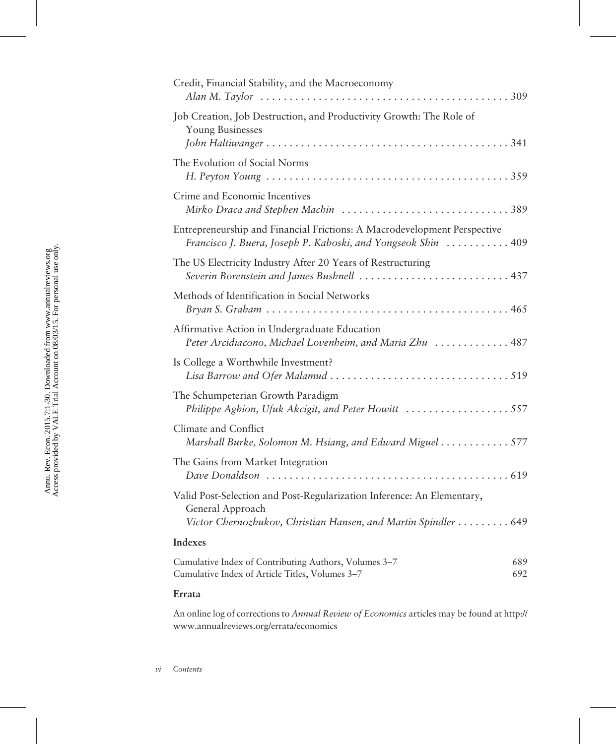Credit, Financial Stability, and the Macroeconomy
*Alan M. Taylor* . . . . . . . . . . . . . . . . . . . . . . . . . . . . . . . . . . . . . . . . . . . 309

Job Creation, Job Destruction, and Productivity Growth: The Role of Young Businesses
*John Haltiwanger* . . . . . . . . . . . . . . . . . . . . . . . . . . . . . . . . . . . . . . . . . . 341

The Evolution of Social Norms
*H. Peyton Young* . . . . . . . . . . . . . . . . . . . . . . . . . . . . . . . . . . . . . . . . . . 359

Crime and Economic Incentives
*Mirko Draca and Stephen Machin* . . . . . . . . . . . . . . . . . . . . . . . . . . . . . 389

Entrepreneurship and Financial Frictions: A Macrodevelopment Perspective
*Francisco J. Buera, Joseph P. Kaboski, and Yongseok Shin* . . . . . . . . . . . 409

The US Electricity Industry After 20 Years of Restructuring
*Severin Borenstein and James Bushnell* . . . . . . . . . . . . . . . . . . . . . . . . . . 437

Methods of Identification in Social Networks
*Bryan S. Graham* . . . . . . . . . . . . . . . . . . . . . . . . . . . . . . . . . . . . . . . . . 465

Affirmative Action in Undergraduate Education
*Peter Arcidiacono, Michael Lovenheim, and Maria Zhu* . . . . . . . . . . . . . 487

Is College a Worthwhile Investment?
*Lisa Barrow and Ofer Malamud* . . . . . . . . . . . . . . . . . . . . . . . . . . . . . . . 519

The Schumpeterian Growth Paradigm
*Philippe Aghion, Ufuk Akcigit, and Peter Howitt* . . . . . . . . . . . . . . . . . . 557

Climate and Conflict
*Marshall Burke, Solomon M. Hsiang, and Edward Miguel* . . . . . . . . . . . . 577

The Gains from Market Integration
*Dave Donaldson* . . . . . . . . . . . . . . . . . . . . . . . . . . . . . . . . . . . . . . . . . 619

Valid Post-Selection and Post-Regularization Inference: An Elementary, General Approach
*Victor Chernozhukov, Christian Hansen, and Martin Spindler* . . . . . . . . . 649

## Indexes

Cumulative Index of Contributing Authors, Volumes 3–7 . . . 689
Cumulative Index of Article Titles, Volumes 3–7 . . . 692

## Errata

An online log of corrections to *Annual Review of Economics* articles may be found at http://www.annualreviews.org/errata/economics